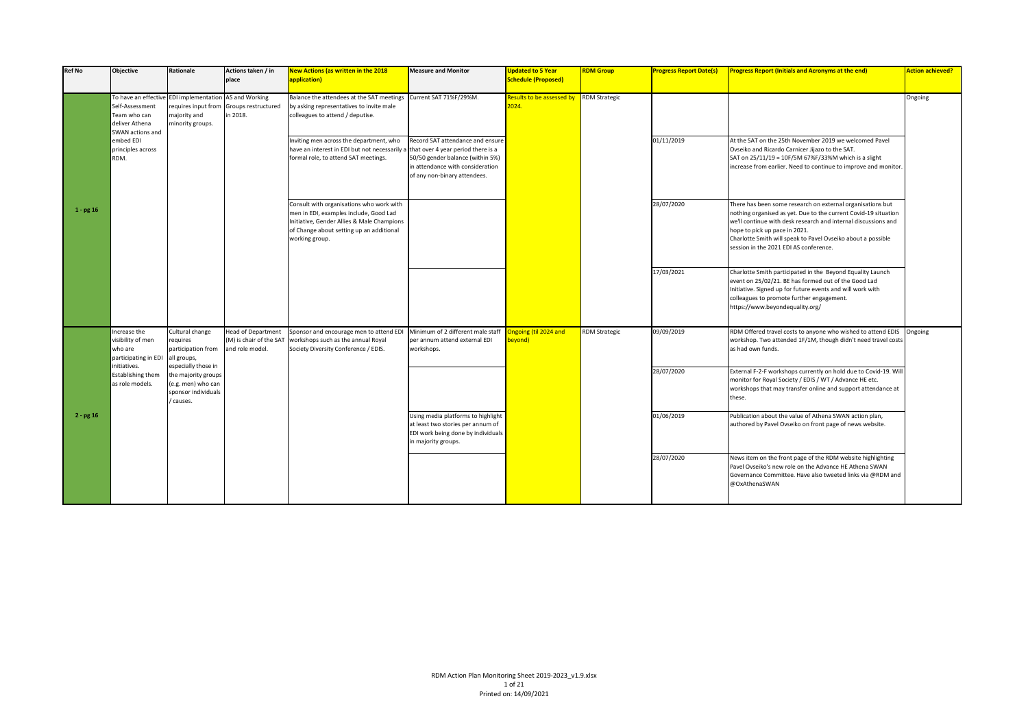| Ref No | Objective | Rationale | Actions taken / in place | New Actions (as written in the 2018 application) | Measure and Monitor | Updated to 5 Year Schedule (Proposed) | RDM Group | Progress Report Date(s) | Progress Report (Initials and Acronyms at the end) | Action achieved? |
|---|---|---|---|---|---|---|---|---|---|---|
| 1 - pg 16 | To have an effective Self-Assessment Team who can deliver Athena SWAN actions and embed EDI principles across RDM. | EDI implementation requires input from majority and minority groups. | AS and Working Groups restructured in 2018. | Balance the attendees at the SAT meetings by asking representatives to invite male colleagues to attend / deputise. | Current SAT 71%F/29%M. | Results to be assessed by 2024. | RDM Strategic | | | Ongoing |
| | | | | Inviting men across the department, who have an interest in EDI but not necessarily a formal role, to attend SAT meetings. | Record SAT attendance and ensure that over 4 year period there is a 50/50 gender balance (within 5%) in attendance with consideration of any non-binary attendees. | | | 01/11/2019 | At the SAT on the 25th November 2019 we welcomed Pavel Ovseiko and Ricardo Carnicer Jijazo to the SAT. SAT on 25/11/19 = 10F/5M 67%F/33%M which is a slight increase from earlier. Need to continue to improve and monitor. | |
| | | | | Consult with organisations who work with men in EDI, examples include, Good Lad Initiative, Gender Allies & Male Champions of Change about setting up an additional working group. | | | | 28/07/2020 | There has been some research on external organisations but nothing organised as yet. Due to the current Covid-19 situation we'll continue with desk research and internal discussions and hope to pick up pace in 2021. Charlotte Smith will speak to Pavel Ovseiko about a possible session in the 2021 EDI AS conference. | |
| | | | | | | | | 17/03/2021 | Charlotte Smith participated in the Beyond Equality Launch event on 25/02/21. BE has formed out of the Good Lad Initiative. Signed up for future events and will work with colleagues to promote further engagement. https://www.beyondequality.org/ | |
| 2 - pg 16 | Increase the visibility of men who are participating in EDI initiatives. Establishing them as role models. | Cultural change requires participation from all groups, especially those in the majority groups (e.g. men) who can sponsor individuals / causes. | Head of Department (M) is chair of the SAT and role model. | Sponsor and encourage men to attend EDI workshops such as the annual Royal Society Diversity Conference / EDIS. | Minimum of 2 different male staff per annum attend external EDI workshops. | Ongoing (til 2024 and beyond) | RDM Strategic | 09/09/2019 | RDM Offered travel costs to anyone who wished to attend EDIS workshop. Two attended 1F/1M, though didn't need travel costs as had own funds. | Ongoing |
| | | | | | | | | 28/07/2020 | External F-2-F workshops currently on hold due to Covid-19. Will monitor for Royal Society / EDIS / WT / Advance HE etc. workshops that may transfer online and support attendance at these. | |
| | | | | | Using media platforms to highlight at least two stories per annum of EDI work being done by individuals in majority groups. | | | 01/06/2019 | Publication about the value of Athena SWAN action plan, authored by Pavel Ovseiko on front page of news website. | |
| | | | | | | | | 28/07/2020 | News item on the front page of the RDM website highlighting Pavel Ovseiko's new role on the Advance HE Athena SWAN Governance Committee. Have also tweeted links via @RDM and @OxAthenaSWAN | |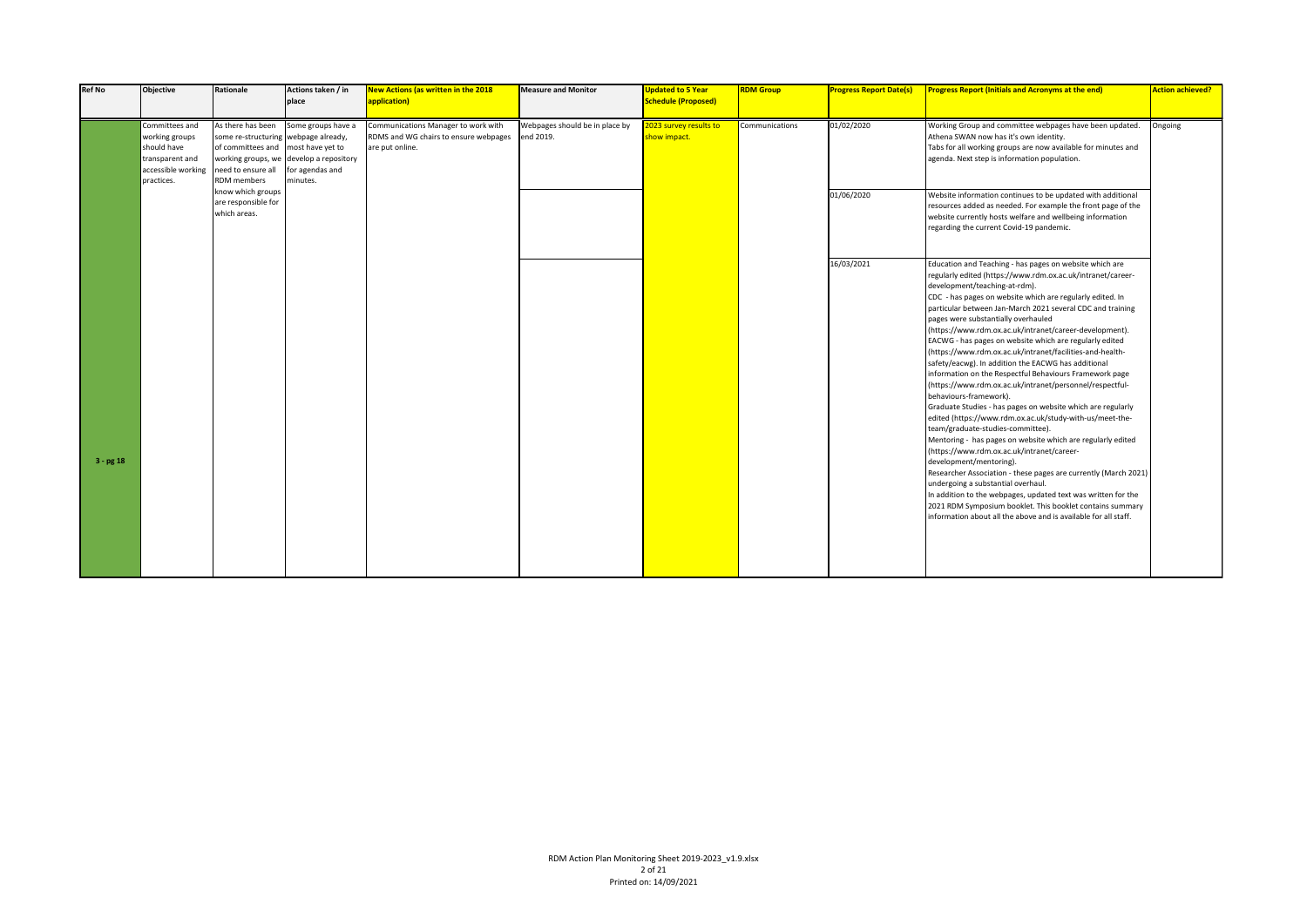| Ref No | Objective | Rationale | Actions taken / in place | New Actions (as written in the 2018 application) | Measure and Monitor | Updated to 5 Year Schedule (Proposed) | RDM Group | Progress Report Date(s) | Progress Report (Initials and Acronyms at the end) | Action achieved? |
|---|---|---|---|---|---|---|---|---|---|---|
| 3 - pg 18 | Committees and working groups should have transparent and accessible working practices. | As there has been some re-structuring of committees and working groups, we need to ensure all RDM members know which groups are responsible for which areas. | Some groups have a webpage already, most have yet to develop a repository for agendas and minutes. | Communications Manager to work with RDMS and WG chairs to ensure webpages are put online. | Webpages should be in place by end 2019. | 2023 survey results to show impact. | Communications | 01/02/2020 | Working Group and committee webpages have been updated. Athena SWAN now has it's own identity. Tabs for all working groups are now available for minutes and agenda. Next step is information population. | Ongoing |
| | | | | | | | | 01/06/2020 | Website information continues to be updated with additional resources added as needed. For example the front page of the website currently hosts welfare and wellbeing information regarding the current Covid-19 pandemic. | |
| | | | | | | | | 16/03/2021 | Education and Teaching - has pages on website which are regularly edited (https://www.rdm.ox.ac.uk/intranet/career-development/teaching-at-rdm).<br>CDC - has pages on website which are regularly edited. In particular between Jan-March 2021 several CDC and training pages were substantially overhauled (https://www.rdm.ox.ac.uk/intranet/career-development).<br>EACWG - has pages on website which are regularly edited (https://www.rdm.ox.ac.uk/intranet/facilities-and-health-safety/eacwg). In addition the EACWG has additional information on the Respectful Behaviours Framework page (https://www.rdm.ox.ac.uk/intranet/personnel/respectful-behaviours-framework).<br>Graduate Studies - has pages on website which are regularly edited (https://www.rdm.ox.ac.uk/study-with-us/meet-the-team/graduate-studies-committee).<br>Mentoring - has pages on website which are regularly edited (https://www.rdm.ox.ac.uk/intranet/career-development/mentoring).<br>Researcher Association - these pages are currently (March 2021) undergoing a substantial overhaul.<br>In addition to the webpages, updated text was written for the 2021 RDM Symposium booklet. This booklet contains summary information about all the above and is available for all staff. | |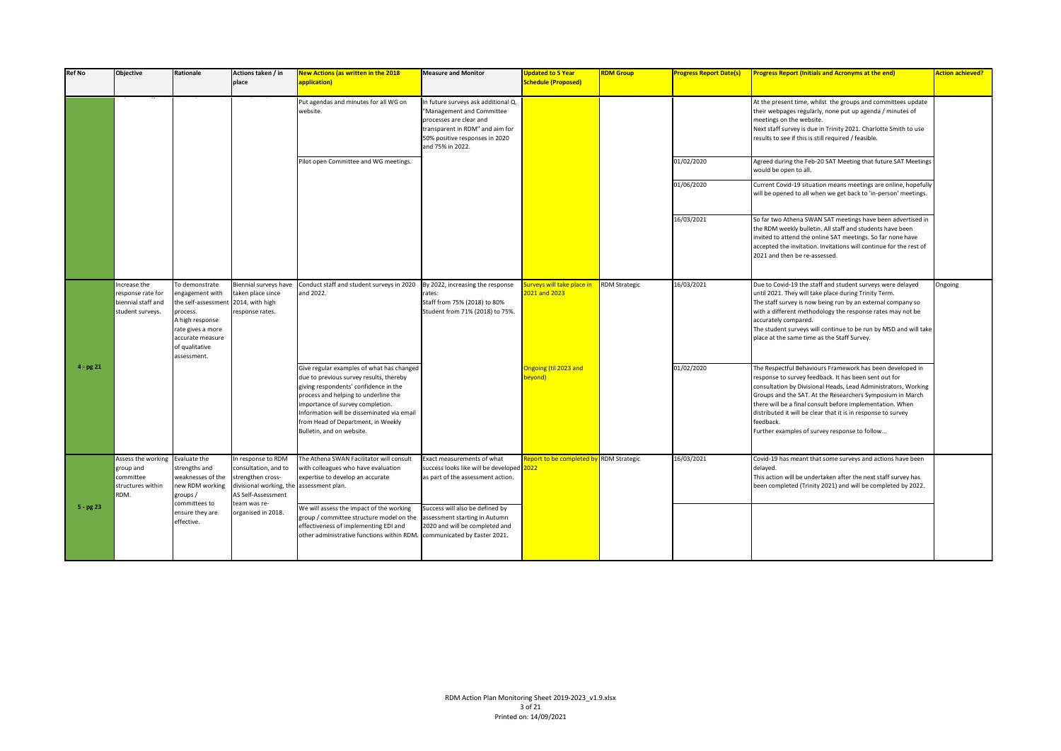| Ref No | Objective | Rationale | Actions taken / in place | New Actions (as written in the 2018 application) | Measure and Monitor | Updated to 5 Year Schedule (Proposed) | RDM Group | Progress Report Date(s) | Progress Report (Initials and Acronyms at the end) | Action achieved? |
|---|---|---|---|---|---|---|---|---|---|---|
| | | | | Put agendas and minutes for all WG on website. | In future surveys ask additional Q. "Management and Committee processes are clear and transparent in RDM" and aim for 50% positive responses in 2020 and 75% in 2022. | | | | At the present time, whilst the groups and committees update their webpages regularly, none put up agenda / minutes of meetings on the website. Next staff survey is due in Trinity 2021. Charlotte Smith to use results to see if this is still required / feasible. | |
| | | | | Pilot open Committee and WG meetings. | | | | 01/02/2020 | Agreed during the Feb-20 SAT Meeting that future SAT Meetings would be open to all. | |
| | | | | | | | | 01/06/2020 | Current Covid-19 situation means meetings are online, hopefully will be opened to all when we get back to 'in-person' meetings. | |
| | | | | | | | | 16/03/2021 | So far two Athena SWAN SAT meetings have been advertised in the RDM weekly bulletin. All staff and students have been invited to attend the online SAT meetings. So far none have accepted the invitation. Invitations will continue for the rest of 2021 and then be re-assessed. | |
| 4 - pg 21 | Increase the response rate for biennial staff and student surveys. | To demonstrate engagement with the self-assessment process. A high response rate gives a more accurate measure of qualitative assessment. | Biennial surveys have taken place since 2014, with high response rates. | Conduct staff and student surveys in 2020 and 2022. | By 2022, increasing the response rates: Staff from 75% (2018) to 80% Student from 71% (2018) to 75%. | Surveys will take place in 2021 and 2023 | RDM Strategic | 16/03/2021 | Due to Covid-19 the staff and student surveys were delayed until 2021. They will take place during Trinity Term. The staff survey is now being run by an external company so with a different methodology the response rates may not be accurately compared. The student surveys will continue to be run by MSD and will take place at the same time as the Staff Survey. | Ongoing |
| | | | | Give regular examples of what has changed due to previous survey results, thereby giving respondents' confidence in the process and helping to underline the importance of survey completion. Information will be disseminated via email from Head of Department, in Weekly Bulletin, and on website. | | Ongoing (til 2023 and beyond) | | 01/02/2020 | The Respectful Behaviours Framework has been developed in response to survey feedback. It has been sent out for consultation by Divisional Heads, Lead Administrators, Working Groups and the SAT. At the Researchers Symposium in March there will be a final consult before implementation. When distributed it will be clear that it is in response to survey feedback. Further examples of survey response to follow... | |
| 5 - pg 23 | Assess the working group and committee structures within RDM. | Evaluate the strengths and weaknesses of the new RDM working groups / committees to ensure they are effective. | In response to RDM consultation, and to strengthen cross-divisional working, the AS Self-Assessment team was re-organised in 2018. | The Athena SWAN Facilitator will consult with colleagues who have evaluation expertise to develop an accurate assessment plan. | Exact measurements of what success looks like will be developed as part of the assessment action. | Report to be completed by 2022 | RDM Strategic | 16/03/2021 | Covid-19 has meant that some surveys and actions have been delayed. This action will be undertaken after the next staff survey has been completed (Trinity 2021) and will be completed by 2022. | |
| | | | | We will assess the impact of the working group / committee structure model on the effectiveness of implementing EDI and other administrative functions within RDM. | Success will also be defined by assessment starting in Autumn 2020 and will be completed and communicated by Easter 2021. | | | | | |

RDM Action Plan Monitoring Sheet 2019-2023_v1.9.xlsx

Printed on: 14/09/2021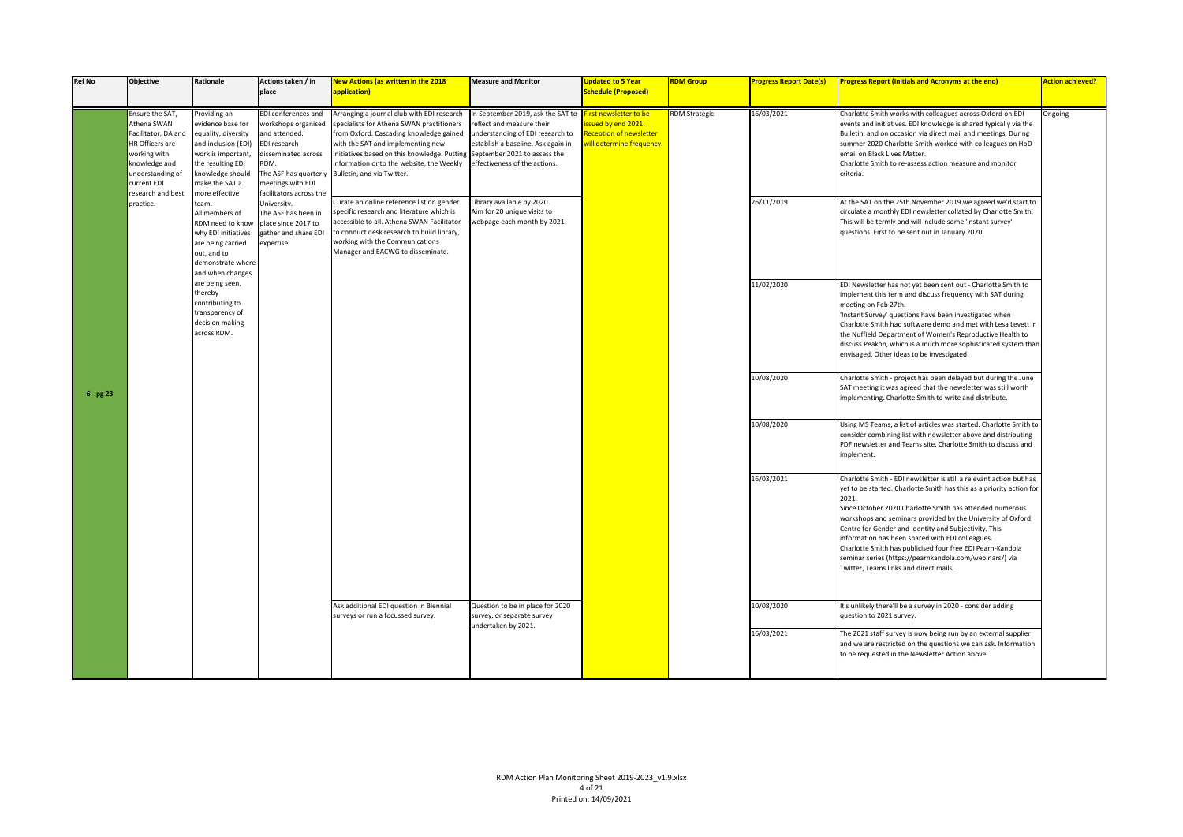| Ref No | Objective | Rationale | Actions taken / in place | New Actions (as written in the 2018 application) | Measure and Monitor | Updated to 5 Year Schedule (Proposed) | RDM Group | Progress Report Date(s) | Progress Report (Initials and Acronyms at the end) | Action achieved? |
|---|---|---|---|---|---|---|---|---|---|---|
| 6 - pg 23 | Ensure the SAT, Athena SWAN Facilitator, DA and HR Officers are working with knowledge and understanding of current EDI research and best practice. | Providing an evidence base for equality, diversity and inclusion (EDI) work is important, the resulting EDI knowledge should make the SAT a more effective team. All members of RDM need to know why EDI initiatives are being carried out, and to demonstrate where and when changes are being seen, thereby contributing to transparency of decision making across RDM. | EDI conferences and workshops organised and attended. EDI research disseminated across RDM. The ASF has quarterly meetings with EDI facilitators across the University. The ASF has been in place since 2017 to gather and share EDI expertise. | Arranging a journal club with EDI research specialists for Athena SWAN practitioners from Oxford. Cascading knowledge gained with the SAT and implementing new initiatives based on this knowledge. Putting information onto the website, the Weekly Bulletin, and via Twitter. | In September 2019, ask the SAT to reflect and measure their understanding of EDI research to establish a baseline. Ask again in September 2021 to assess the effectiveness of the actions. | First newsletter to be issued by end 2021. Reception of newsletter will determine frequency. | RDM Strategic | 16/03/2021 | Charlotte Smith works with colleagues across Oxford on EDI events and initiatives. EDI knowledge is shared typically via the Bulletin, and on occasion via direct mail and meetings. During summer 2020 Charlotte Smith worked with colleagues on HoD email on Black Lives Matter. Charlotte Smith to re-assess action measure and monitor criteria. | Ongoing |
| | | | | Curate an online reference list on gender specific research and literature which is accessible to all. Athena SWAN Facilitator to conduct desk research to build library, working with the Communications Manager and EACWG to disseminate. | Library available by 2020. Aim for 20 unique visits to webpage each month by 2021. | | | 26/11/2019 | At the SAT on the 25th November 2019 we agreed we'd start to circulate a monthly EDI newsletter collated by Charlotte Smith. This will be termly and will include some 'instant survey' questions. First to be sent out in January 2020. | |
| | | | | | | | | 11/02/2020 | EDI Newsletter has not yet been sent out - Charlotte Smith to implement this term and discuss frequency with SAT during meeting on Feb 27th. 'Instant Survey' questions have been investigated when Charlotte Smith had software demo and met with Lesa Levett in the Nuffield Department of Women's Reproductive Health to discuss Peakon, which is a much more sophisticated system than envisaged. Other ideas to be investigated. | |
| | | | | | | | | 10/08/2020 | Charlotte Smith - project has been delayed but during the June SAT meeting it was agreed that the newsletter was still worth implementing. Charlotte Smith to write and distribute. | |
| | | | | | | | | 10/08/2020 | Using MS Teams, a list of articles was started. Charlotte Smith to consider combining list with newsletter above and distributing PDF newsletter and Teams site. Charlotte Smith to discuss and implement. | |
| | | | | | | | | 16/03/2021 | Charlotte Smith - EDI newsletter is still a relevant action but has yet to be started. Charlotte Smith has this as a priority action for 2021. Since October 2020 Charlotte Smith has attended numerous workshops and seminars provided by the University of Oxford Centre for Gender and Identity and Subjectivity. This information has been shared with EDI colleagues. Charlotte Smith has publicised four free EDI Pearn-Kandola seminar series (https://pearnkandola.com/webinars/) via Twitter, Teams links and direct mails. | |
| | | | | Ask additional EDI question in Biennial surveys or run a focussed survey. | Question to be in place for 2020 survey, or separate survey undertaken by 2021. | | | 10/08/2020 | It's unlikely there'll be a survey in 2020 - consider adding question to 2021 survey. | |
| | | | | | | | | 16/03/2021 | The 2021 staff survey is now being run by an external supplier and we are restricted on the questions we can ask. Information to be requested in the Newsletter Action above. | |

RDM Action Plan Monitoring Sheet 2019-2023_v1.9.xlsx

Printed on: 14/09/2021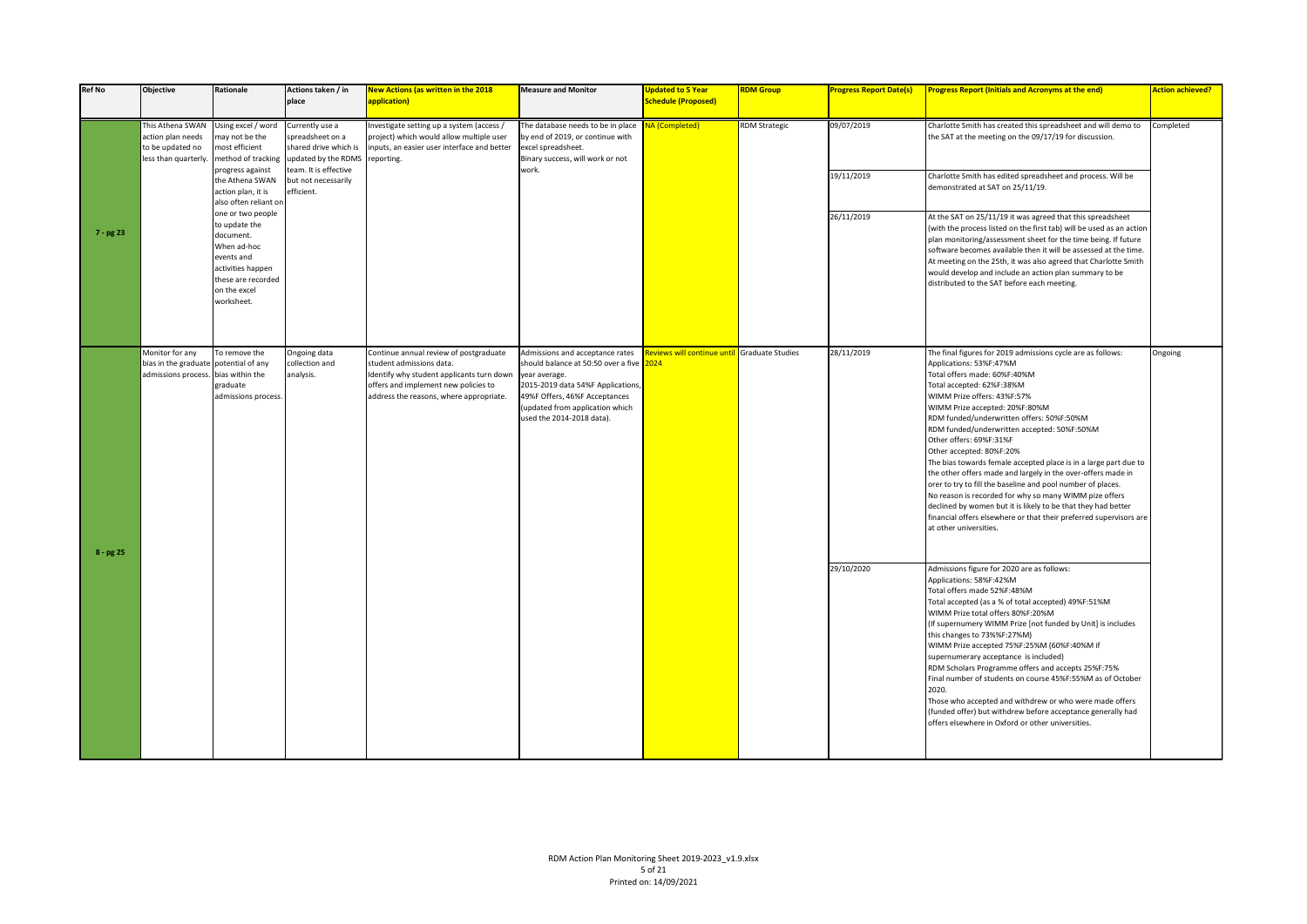| Ref No | Objective | Rationale | Actions taken / in place | New Actions (as written in the 2018 application) | Measure and Monitor | Updated to 5 Year Schedule (Proposed) | RDM Group | Progress Report Date(s) | Progress Report (Initials and Acronyms at the end) | Action achieved? |
|---|---|---|---|---|---|---|---|---|---|---|
| 7 - pg 23 | This Athena SWAN action plan needs to be updated no less than quarterly. | Using excel / word may not be the most efficient method of tracking progress against the Athena SWAN action plan, it is also often reliant on one or two people to update the document. When ad-hoc events and activities happen these are recorded on the excel worksheet. | Currently use a spreadsheet on a shared drive which is updated by the RDMS team. It is effective but not necessarily efficient. | Investigate setting up a system (access / project) which would allow multiple user inputs, an easier user interface and better reporting. | The database needs to be in place by end of 2019, or continue with excel spreadsheet. Binary success, will work or not work. | NA (Completed) | RDM Strategic | 09/07/2019 | Charlotte Smith has created this spreadsheet and will demo to the SAT at the meeting on the 09/17/19 for discussion. | Completed |
| | | | | | | | | 19/11/2019 | Charlotte Smith has edited spreadsheet and process. Will be demonstrated at SAT on 25/11/19. | |
| | | | | | | | | 26/11/2019 | At the SAT on 25/11/19 it was agreed that this spreadsheet (with the process listed on the first tab) will be used as an action plan monitoring/assessment sheet for the time being. If future software becomes available then it will be assessed at the time. At meeting on the 25th, it was also agreed that Charlotte Smith would develop and include an action plan summary to be distributed to the SAT before each meeting. | |
| 8 - pg 25 | Monitor for any bias in the graduate admissions process. | To remove the potential of any bias within the graduate admissions process. | Ongoing data collection and analysis. | Continue annual review of postgraduate student admissions data. Identify why student applicants turn down offers and implement new policies to address the reasons, where appropriate. | Admissions and acceptance rates should balance at 50:50 over a five year average. 2015-2019 data 54%F Applications, 49%F Offers, 46%F Acceptances (updated from application which used the 2014-2018 data). | Reviews will continue until 2024 | Graduate Studies | 28/11/2019 | The final figures for 2019 admissions cycle are as follows:<br>Applications: 53%F:47%M<br>Total offers made: 60%F:40%M<br>Total accepted: 62%F:38%M<br>WIMM Prize offers: 43%F:57%<br>WIMM Prize accepted: 20%F:80%M<br>RDM funded/underwritten offers: 50%F:50%M<br>RDM funded/underwritten accepted: 50%F:50%M<br>Other offers: 69%F:31%F<br>Other accepted: 80%F:20%<br>The bias towards female accepted place is in a large part due to the other offers made and largely in the over-offers made in orer to try to fill the baseline and pool number of places.<br>No reason is recorded for why so many WIMM pize offers declined by women but it is likely to be that they had better financial offers elsewhere or that their preferred supervisors are at other universities. | Ongoing |
| | | | | | | | | 29/10/2020 | Admissions figure for 2020 are as follows:<br>Applications: 58%F:42%M<br>Total offers made 52%F:48%M<br>Total accepted (as a % of total accepted) 49%F:51%M<br>WIMM Prize total offers 80%F:20%M<br>(If supernumery WIMM Prize [not funded by Unit] is includes this changes to 73%%F:27%M)<br>WIMM Prize accepted 75%F:25%M (60%F:40%M if supernumerary acceptance is included)<br>RDM Scholars Programme offers and accepts 25%F:75%<br>Final number of students on course 45%F:55%M as of October 2020.<br>Those who accepted and withdrew or who were made offers (funded offer) but withdrew before acceptance generally had offers elsewhere in Oxford or other universities. | |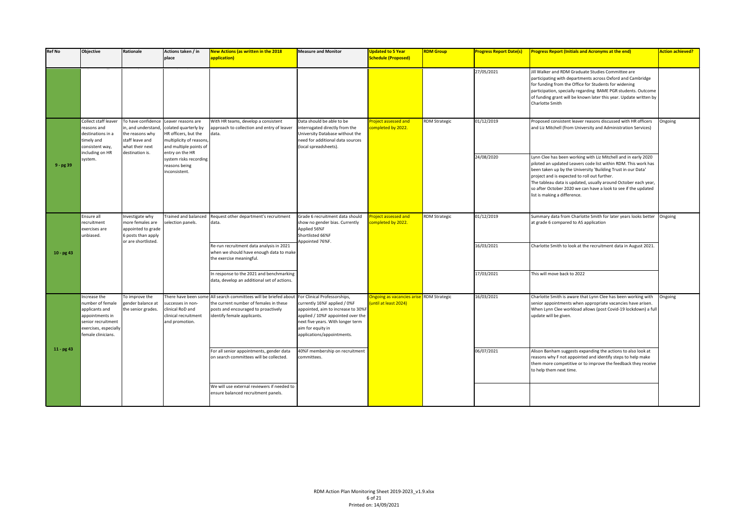| Ref No | Objective | Rationale | Actions taken / in place | New Actions (as written in the 2018 application) | Measure and Monitor | Updated to 5 Year Schedule (Proposed) | RDM Group | Progress Report Date(s) | Progress Report (Initials and Acronyms at the end) | Action achieved? |
|---|---|---|---|---|---|---|---|---|---|---|
| | | | | | | | | 27/05/2021 | Jill Walker and RDM Graduate Studies Committee are participating with departments across Oxford and Cambridge for funding from the Office for Students for widening participation, specially regarding BAME PGR students. Outcome of funding grant will be known later this year. Update written by Charlotte Smith | |
| 9 - pg 39 | Collect staff leaver reasons and destinations in a timely and consistent way, including on HR system. | To have confidence in, and understand, the reasons why staff leave and what their next destination is. | Leaver reasons are colated quarterly by HR officers, but the multiplicity of reasons, and multiple points of entry on the HR system risks recording reasons being inconsistent. | With HR teams, develop a consistent approach to collection and entry of leaver data. | Data should be able to be interrogated directly from the University Database without the need for additional data sources (local spreadsheets). | Project assessed and completed by 2022. | RDM Strategic | 01/12/2019 | Proposed consistent leaver reasons discussed with HR officers and Liz Mitchell (from University and Administration Services) | Ongoing |
| | | | | | | | | 24/08/2020 | Lynn Clee has been working with Liz Mitchell and in early 2020 piloted an updated Leavers code list within RDM. This work has been taken up by the University 'Building Trust in our Data' project and is expected to roll out further. The tableau data is updated, usually around October each year, so after October 2020 we can have a look to see if the updated list is making a difference. | |
| 10 - pg 43 | Ensure all recruitment exercises are unbiased. | Investigate why more females are appointed to grade 6 posts than apply or are shortlisted. | Trained and balanced selection panels. | Request other department's recruitment data. | Grade 6 recruitment data should show no gender bias. Currently Applied 56%F Shortlisted 66%F Appointed 76%F. | Project assessed and completed by 2022. | RDM Strategic | 01/12/2019 | Summary data from Charlotte Smith for later years looks better at grade 6 compared to AS application | Ongoing |
| | | | | Re-run recruitment data analysis in 2021 when we should have enough data to make the exercise meaningful. | | | | 16/03/2021 | Charlotte Smith to look at the recruitment data in August 2021. | |
| | | | | In response to the 2021 and benchmarking data, develop an additional set of actions. | | | | 17/03/2021 | This will move back to 2022 | |
| 11 - pg 43 | Increase the number of female applicants and appointments in senior recruitment exercises, especially female clinicians. | To improve the gender balance at the senior grades. | There have been some successes in non-clinical RoD and clinical recruitment and promotion. | All search committees will be briefed about the current number of females in these posts and encouraged to proactively identify female applicants. | For Clinical Professorships, currently 16%F applied / 0%F appointed, aim to increase to 30%F applied / 10%F appointed over the next five years. With longer term aim for equity in applications/appointments. | Ongoing as vacancies arise (until at least 2024) | RDM Strategic | 16/03/2021 | Charlotte Smith is aware that Lynn Clee has been working with senior appointments when appropriate vacancies have arisen. When Lynn Clee workload allows (post Covid-19 lockdown) a full update will be given. | Ongoing |
| | | | | For all senior appointments, gender data on search committees will be collected. | 40%F membership on recruitment committees. | | | 06/07/2021 | Alison Banham suggests expanding the actions to also look at reasons why F not appointed and identify steps to help make them more competitive or to improve the feedback they receive to help them next time. | |
| | | | | We will use external reviewers if needed to ensure balanced recruitment panels. | | | | | | |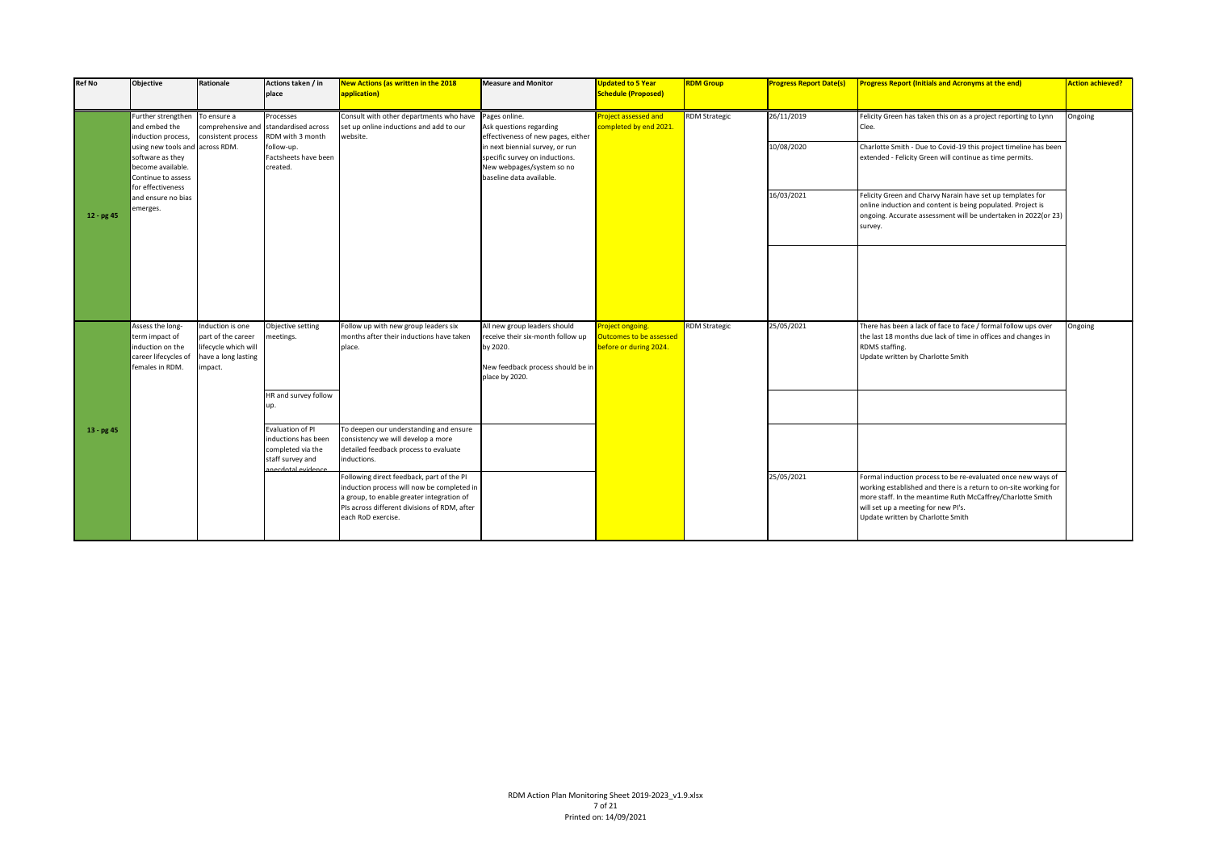| Ref No | Objective | Rationale | Actions taken / in place | New Actions (as written in the 2018 application) | Measure and Monitor | Updated to 5 Year Schedule (Proposed) | RDM Group | Progress Report Date(s) | Progress Report (Initials and Acronyms at the end) | Action achieved? |
|---|---|---|---|---|---|---|---|---|---|---|
| 12 - pg 45 | Further strengthen and embed the induction process, using new tools and software as they become available. Continue to assess for effectiveness and ensure no bias emerges. | To ensure a comprehensive and consistent process across RDM. | Processes standardised across RDM with 3 month follow-up. Factsheets have been created. | Consult with other departments who have set up online inductions and add to our website. | Pages online. Ask questions regarding effectiveness of new pages, either in next biennial survey, or run specific survey on inductions. New webpages/system so no baseline data available. | Project assessed and completed by end 2021. | RDM Strategic | 26/11/2019 | Felicity Green has taken this on as a project reporting to Lynn Clee. | Ongoing |
| | | | | | | | | 10/08/2020 | Charlotte Smith - Due to Covid-19 this project timeline has been extended - Felicity Green will continue as time permits. | |
| | | | | | | | | 16/03/2021 | Felicity Green and Charvy Narain have set up templates for online induction and content is being populated. Project is ongoing. Accurate assessment will be undertaken in 2022(or 23) survey. | |
| 13 - pg 45 | Assess the long-term impact of induction on the career lifecycles of females in RDM. | Induction is one part of the career lifecycle which will have a long lasting impact. | Objective setting meetings. | Follow up with new group leaders six months after their inductions have taken place. | All new group leaders should receive their six-month follow up by 2020. New feedback process should be in place by 2020. | Project ongoing. Outcomes to be assessed before or during 2024. | RDM Strategic | 25/05/2021 | There has been a lack of face to face / formal follow ups over the last 18 months due lack of time in offices and changes in RDMS staffing. Update written by Charlotte Smith | Ongoing |
| | | | HR and survey follow up. | | | | | | | |
| | | | Evaluation of PI inductions has been completed via the staff survey and anecdotal evidence | To deepen our understanding and ensure consistency we will develop a more detailed feedback process to evaluate inductions. | | | | | | |
| | | | | Following direct feedback, part of the PI induction process will now be completed in a group, to enable greater integration of PIs across different divisions of RDM, after each RoD exercise. | | | | 25/05/2021 | Formal induction process to be re-evaluated once new ways of working established and there is a return to on-site working for more staff. In the meantime Ruth McCaffrey/Charlotte Smith will set up a meeting for new PI's. Update written by Charlotte Smith | |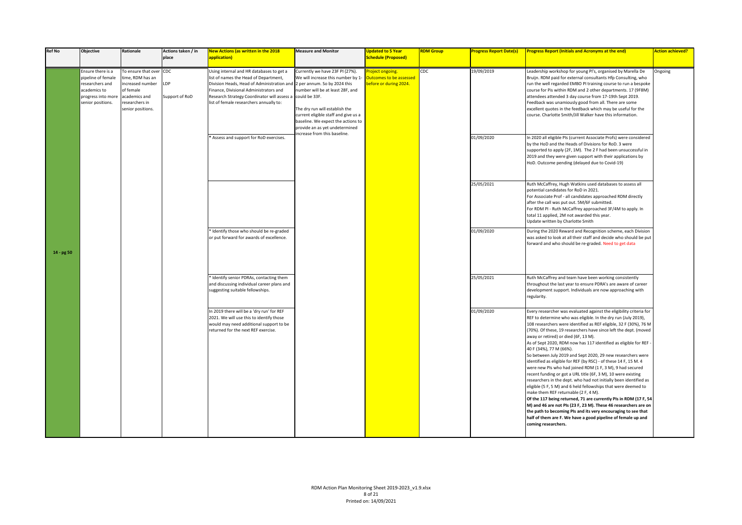| Ref No | Objective | Rationale | Actions taken / in place | New Actions (as written in the 2018 application) | Measure and Monitor | Updated to 5 Year Schedule (Proposed) | RDM Group | Progress Report Date(s) | Progress Report (Initials and Acronyms at the end) | Action achieved? |
|---|---|---|---|---|---|---|---|---|---|---|
| 14 - pg 50 | Ensure there is a pipeline of female researchers and academics to progress into more senior positions. | To ensure that over time, RDM has an increased number of female academics and researchers in senior positions. | CDC<br>LDP<br>Support of RoD | Using internal and HR databases to get a list of names the Head of Department, Division Heads, Head of Administration and Finance, Divisional Administrators and Research Strategy Coordinator will assess a list of female researchers annually to: | Currently we have 23F PI (27%). We will increase this number by 1-2 per annum. So by 2024 this number will be at least 28F, and could be 33F.<br><br>The dry run will establish the current eligible staff and give us a baseline. We expect the actions to provide an as yet undetermined increase from this baseline. | Project ongoing. Outcomes to be assessed before or during 2024. | CDC | 19/09/2019 | Leadership workshop for young PI's, organised by Marella De Bruijn. RDM paid for external consultants Hfp Consulting, who run the well regarded EMBO PI training course to run a bespoke course for PIs within RDM and 2 other departments. 17 (9F8M) attendees attended 3 day course from 17-19th Sept 2019. Feedback was unamiously good from all. There are some excellent quotes in the feedback which may be useful for the course. Charlotte Smith/Jill Walker have this information. | Ongoing |
| | | | | * Assess and support for RoD exercises. | | | | 01/09/2020 | In 2020 all eligible PIs (current Associate Profs) were considered by the HoD and the Heads of Divisions for RoD. 3 were supported to apply (2F, 1M). The 2 F had been unsuccessful in 2019 and they were given support with their applications by HoD. Outcome pending (delayed due to Covid-19) | |
| | | | | | | | | 25/05/2021 | Ruth McCaffrey, Hugh Watkins used databases to assess all potential candidates for RoD in 2021.<br>For Associate Prof - all candidates approached RDM directly after the call was put out. 5M/6F submitted.<br>For RDM PI - Ruth McCaffrey approached 3F/4M to apply. In total 11 applied, 2M not awarded this year.<br>Update written by Charlotte Smith | |
| | | | | * Identify those who should be re-graded or put forward for awards of excellence. | | | | 01/09/2020 | During the 2020 Reward and Recognition scheme, each Division was asked to look at all their staff and decide who should be put forward and who should be re-graded. Need to get data | |
| | | | | * Identify senior PDRAs, contacting them and discussing individual career plans and suggesting suitable fellowships. | | | | 25/05/2021 | Ruth McCaffrey and team have been working consistently throughout the last year to ensure PDRA's are aware of career development support. Individuals are now approaching with regularity. | |
| | | | | In 2019 there will be a 'dry run' for REF 2021. We will use this to identify those would may need additional support to be returned for the next REF exercise. | | | | 01/09/2020 | Every researcher was evaluated against the eligibility criteria for REF to determine who was eligible. In the dry run (July 2019), 108 researchers were identified as REF eligible, 32 F (30%), 76 M (70%). Of these, 19 researchers have since left the dept. (moved away or retired) or died (6F, 13 M).<br>As of Sept 2020, RDM now has 117 identified as eligible for REF - 40 F (34%), 77 M (66%).<br>So between July 2019 and Sept 2020, 29 new researchers were identified as eligible for REF (by RSC) - of these 14 F, 15 M. 4 were new PIs who had joined RDM (1 F, 3 M), 9 had secured recent funding or got a URL title (6F, 3 M), 10 were existing researchers in the dept. who had not initially been identified as eligible (5 F, 5 M) and 6 held fellowships that were deemed to make them REF returnable (2 F, 4 M).<br>**Of the 117 being returned, 71 are currently PIs in RDM (17 F, 54 M) and 46 are not PIs (23 F, 23 M). These 46 researchers are on the path to becoming PIs and its very encouraging to see that half of them are F. We have a good pipeline of female up and coming researchers.** | |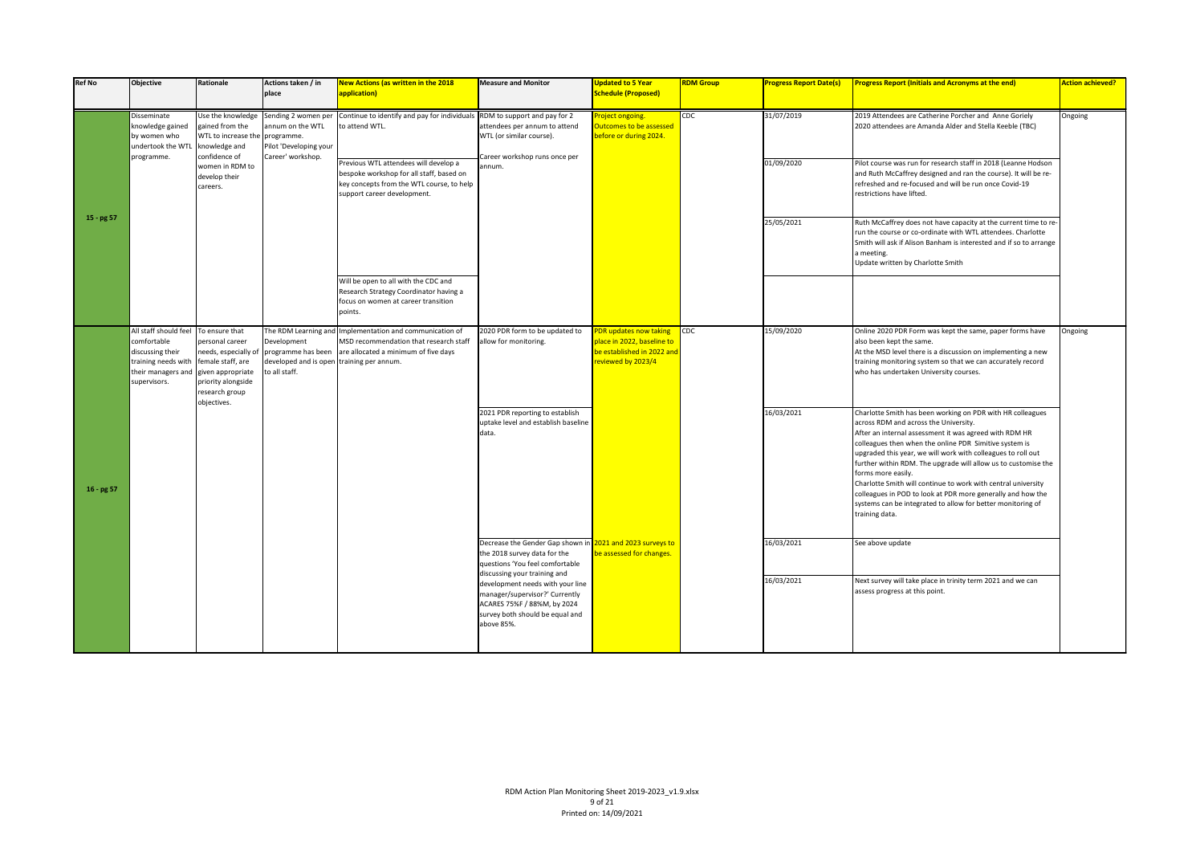| Ref No | Objective | Rationale | Actions taken / in place | New Actions (as written in the 2018 application) | Measure and Monitor | Updated to 5 Year Schedule (Proposed) | RDM Group | Progress Report Date(s) | Progress Report (Initials and Acronyms at the end) | Action achieved? |
|---|---|---|---|---|---|---|---|---|---|---|
| 15 - pg 57 | Disseminate knowledge gained by women who undertook the WTL programme. | Use the knowledge gained from the WTL to increase the confidence of women in RDM to develop their careers. | Sending 2 women per annum on the WTL programme. Pilot 'Developing your Career' workshop. | Continue to identify and pay for individuals to attend WTL. | RDM to support and pay for 2 attendees per annum to attend WTL (or similar course). Career workshop runs once per annum. | Project ongoing. Outcomes to be assessed before or during 2024. | CDC | 31/07/2019 | 2019 Attendees are Catherine Porcher and Anne Goriely 2020 attendees are Amanda Alder and Stella Keeble (TBC) | Ongoing |
| | | | | Previous WTL attendees will develop a bespoke workshop for all staff, based on key concepts from the WTL course, to help support career development. | | | | 01/09/2020 | Pilot course was run for research staff in 2018 (Leanne Hodson and Ruth McCaffrey designed and ran the course). It will be re-refreshed and re-focused and will be run once Covid-19 restrictions have lifted. | |
| | | | | | | | | 25/05/2021 | Ruth McCaffrey does not have capacity at the current time to re-run the course or co-ordinate with WTL attendees. Charlotte Smith will ask if Alison Banham is interested and if so to arrange a meeting. Update written by Charlotte Smith | |
| | | | | Will be open to all with the CDC and Research Strategy Coordinator having a focus on women at career transition points. | | | | | | |
| 16 - pg 57 | All staff should feel comfortable discussing their training needs with their managers and supervisors. | To ensure that personal career needs, especially of female staff, are given appropriate priority alongside research group objectives. | The RDM Learning and Development programme has been developed and is open to all staff. | Implementation and communication of MSD recommendation that research staff are allocated a minimum of five days training per annum. | 2020 PDR form to be updated to allow for monitoring. | PDR updates now taking place in 2022, baseline to be established in 2022 and reviewed by 2023/4 | CDC | 15/09/2020 | Online 2020 PDR Form was kept the same, paper forms have also been kept the same. At the MSD level there is a discussion on implementing a new training monitoring system so that we can accurately record who has undertaken University courses. | Ongoing |
| | | | | | 2021 PDR reporting to establish uptake level and establish baseline data. | | | 16/03/2021 | Charlotte Smith has been working on PDR with HR colleagues across RDM and across the University. After an internal assessment it was agreed with RDM HR colleagues then when the online PDR Simitive system is upgraded this year, we will work with colleagues to roll out further within RDM. The upgrade will allow us to customise the forms more easily. Charlotte Smith will continue to work with central university colleagues in POD to look at PDR more generally and how the systems can be integrated to allow for better monitoring of training data. | |
| | | | | | Decrease the Gender Gap shown in the 2018 survey data for the questions 'You feel comfortable discussing your training and development needs with your line manager/supervisor?' Currently ACARES 75%F / 88%M, by 2024 survey both should be equal and above 85%. | 2021 and 2023 surveys to be assessed for changes. | | 16/03/2021 | See above update | |
| | | | | | | | | 16/03/2021 | Next survey will take place in trinity term 2021 and we can assess progress at this point. | |

RDM Action Plan Monitoring Sheet 2019-2023_v1.9.xlsx

Printed on: 14/09/2021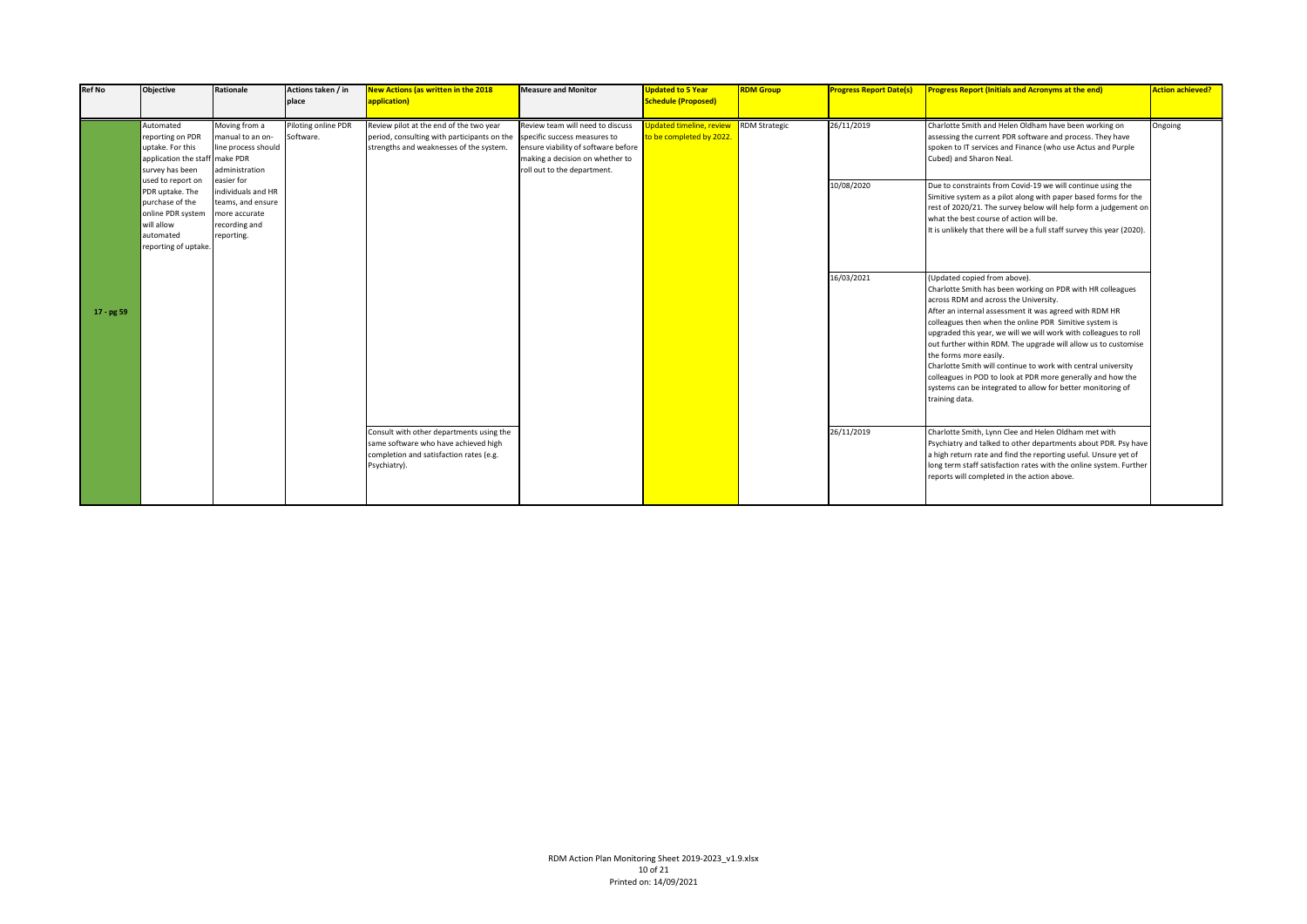| Ref No | Objective | Rationale | Actions taken / in place | New Actions (as written in the 2018 application) | Measure and Monitor | Updated to 5 Year Schedule (Proposed) | RDM Group | Progress Report Date(s) | Progress Report (Initials and Acronyms at the end) | Action achieved? |
|---|---|---|---|---|---|---|---|---|---|---|
| 17 - pg 59 | Automated reporting on PDR uptake. For this application the staff survey has been used to report on PDR uptake. The purchase of the online PDR system will allow automated reporting of uptake. | Moving from a manual to an on-line process should make PDR administration easier for individuals and HR teams, and ensure more accurate recording and reporting. | Piloting online PDR Software. | Review pilot at the end of the two year period, consulting with participants on the strengths and weaknesses of the system. | Review team will need to discuss specific success measures to ensure viability of software before making a decision on whether to roll out to the department. | Updated timeline, review to be completed by 2022. | RDM Strategic | 26/11/2019 | Charlotte Smith and Helen Oldham have been working on assessing the current PDR software and process. They have spoken to IT services and Finance (who use Actus and Purple Cubed) and Sharon Neal. | Ongoing |
| | | | | | | | | 10/08/2020 | Due to constraints from Covid-19 we will continue using the Simitive system as a pilot along with paper based forms for the rest of 2020/21. The survey below will help form a judgement on what the best course of action will be. It is unlikely that there will be a full staff survey this year (2020). | |
| | | | | | | | | 16/03/2021 | (Updated copied from above). Charlotte Smith has been working on PDR with HR colleagues across RDM and across the University. After an internal assessment it was agreed with RDM HR colleagues then when the online PDR Simitive system is upgraded this year, we will we will work with colleagues to roll out further within RDM. The upgrade will allow us to customise the forms more easily. Charlotte Smith will continue to work with central university colleagues in POD to look at PDR more generally and how the systems can be integrated to allow for better monitoring of training data. | |
| | | | | Consult with other departments using the same software who have achieved high completion and satisfaction rates (e.g. Psychiatry). | | | | 26/11/2019 | Charlotte Smith, Lynn Clee and Helen Oldham met with Psychiatry and talked to other departments about PDR. Psy have a high return rate and find the reporting useful. Unsure yet of long term staff satisfaction rates with the online system. Further reports will completed in the action above. | |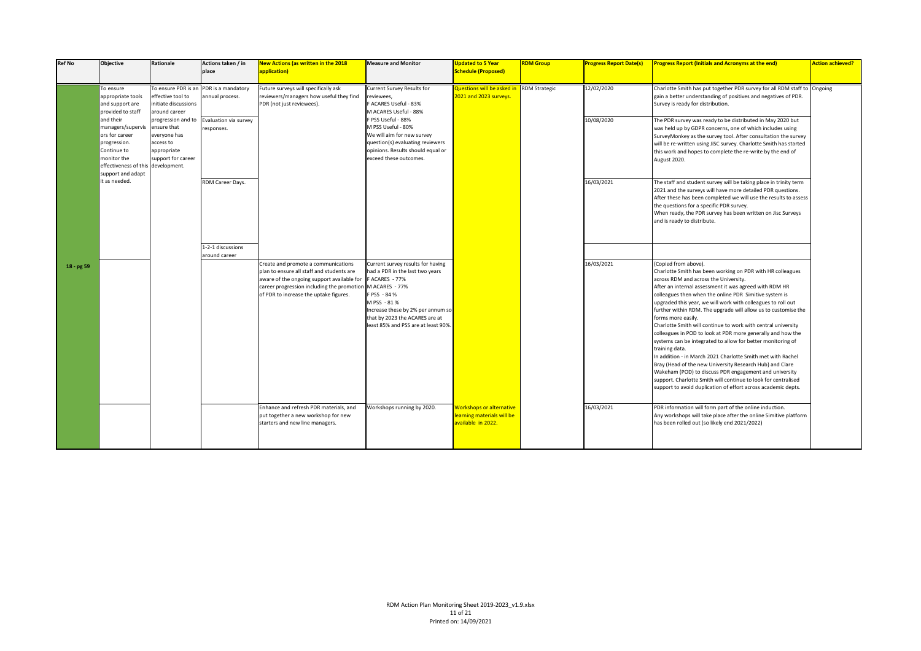| Ref No | Objective | Rationale | Actions taken / in place | New Actions (as written in the 2018 application) | Measure and Monitor | Updated to 5 Year Schedule (Proposed) | RDM Group | Progress Report Date(s) | Progress Report (Initials and Acronyms at the end) | Action achieved? |
|---|---|---|---|---|---|---|---|---|---|---|
| 18 - pg 59 | To ensure appropriate tools and support are provided to staff and their managers/supervisors for career progression. Continue to monitor the effectiveness of this support and adapt it as needed. | To ensure PDR is an effective tool to initiate discussions around career progression and to ensure that everyone has access to appropriate support for career development. | PDR is a mandatory annual process. | Future surveys will specifically ask reviewers/managers how useful they find PDR (not just reviewees). | Current Survey Results for reviewees,<br>F ACARES Useful - 83%<br>M ACARES Useful - 88%<br>F PSS Useful - 88%<br>M PSS Useful - 80%<br>We will aim for new survey question(s) evaluating reviewers opinions. Results should equal or exceed these outcomes. | Questions will be asked in 2021 and 2023 surveys. | RDM Strategic | 12/02/2020 | Charlotte Smith has put together PDR survey for all RDM staff to gain a better understanding of positives and negatives of PDR. Survey is ready for distribution. | Ongoing |
| | | | Evaluation via survey responses. | | | | | 10/08/2020 | The PDR survey was ready to be distributed in May 2020 but was held up by GDPR concerns, one of which includes using SurveyMonkey as the survey tool. After consultation the survey will be re-written using JISC survey. Charlotte Smith has started this work and hopes to complete the re-write by the end of August 2020. | |
| | | | RDM Career Days. | | | | | 16/03/2021 | The staff and student survey will be taking place in trinity term 2021 and the surveys will have more detailed PDR questions. After these has been completed we will use the results to assess the questions for a specific PDR survey.<br>When ready, the PDR survey has been written on Jisc Surveys and is ready to distribute. | |
| | | | 1-2-1 discussions around career | | | | | | | |
| | | | | Create and promote a communications plan to ensure all staff and students are aware of the ongoing support available for career progression including the promotion of PDR to increase the uptake figures. | Current survey results for having had a PDR in the last two years<br>F ACARES - 77%<br>M ACARES - 77%<br>F PSS - 84 %<br>M PSS - 81 %<br>Increase these by 2% per annum so that by 2023 the ACARES are at least 85% and PSS are at least 90%. | | | 16/03/2021 | (Copied from above).<br>Charlotte Smith has been working on PDR with HR colleagues across RDM and across the University.<br>After an internal assessment it was agreed with RDM HR colleagues then when the online PDR Simitive system is upgraded this year, we will work with colleagues to roll out further within RDM. The upgrade will allow us to customise the forms more easily.<br>Charlotte Smith will continue to work with central university colleagues in POD to look at PDR more generally and how the systems can be integrated to allow for better monitoring of training data.<br>In addition - in March 2021 Charlotte Smith met with Rachel Bray (Head of the new University Research Hub) and Clare Wakeham (POD) to discuss PDR engagement and university support. Charlotte Smith will continue to look for centralised support to avoid duplication of effort across academic depts. | |
| | | | | Enhance and refresh PDR materials, and put together a new workshop for new starters and new line managers. | Workshops running by 2020. | Workshops or alternative learning materials will be available in 2022. | | 16/03/2021 | PDR information will form part of the online induction.<br>Any workshops will take place after the online Simitive platform has been rolled out (so likely end 2021/2022) | |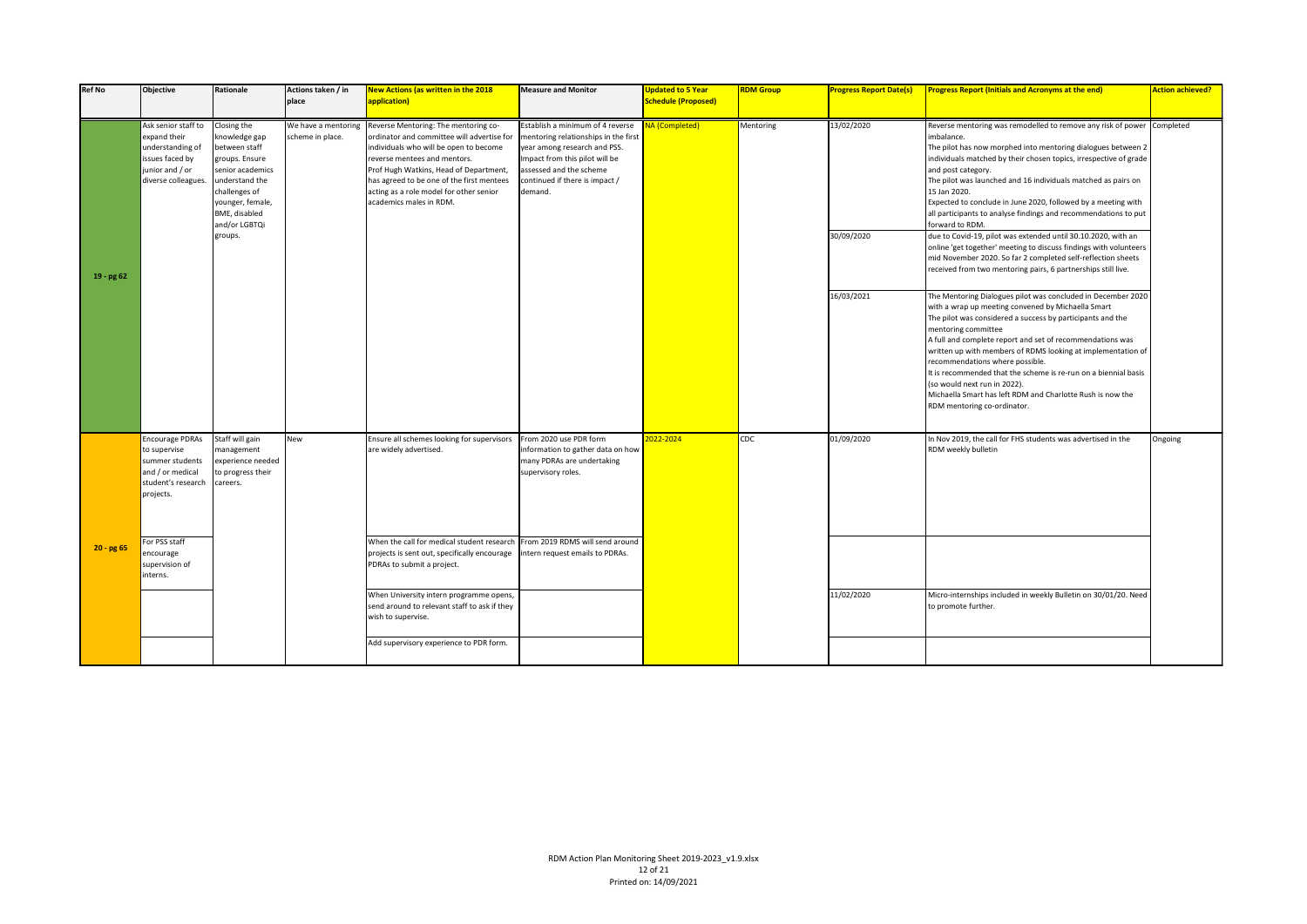| Ref No | Objective | Rationale | Actions taken / in place | New Actions (as written in the 2018 application) | Measure and Monitor | Updated to 5 Year Schedule (Proposed) | RDM Group | Progress Report Date(s) | Progress Report (Initials and Acronyms at the end) | Action achieved? |
|---|---|---|---|---|---|---|---|---|---|---|
| 19 - pg 62 | Ask senior staff to expand their understanding of issues faced by junior and / or diverse colleagues. | Closing the knowledge gap between staff groups. Ensure senior academics understand the challenges of younger, female, BME, disabled and/or LGBTQi groups. | We have a mentoring scheme in place. | Reverse Mentoring: The mentoring co-ordinator and committee will advertise for individuals who will be open to become reverse mentees and mentors. Prof Hugh Watkins, Head of Department, has agreed to be one of the first mentees acting as a role model for other senior academics males in RDM. | Establish a minimum of 4 reverse mentoring relationships in the first year among research and PSS. Impact from this pilot will be assessed and the scheme continued if there is impact / demand. | NA (Completed) | Mentoring | 13/02/2020 | Reverse mentoring was remodelled to remove any risk of power imbalance. The pilot has now morphed into mentoring dialogues between 2 individuals matched by their chosen topics, irrespective of grade and post category. The pilot was launched and 16 individuals matched as pairs on 15 Jan 2020. Expected to conclude in June 2020, followed by a meeting with all participants to analyse findings and recommendations to put forward to RDM. | Completed |
| | | | | | | | | 30/09/2020 | due to Covid-19, pilot was extended until 30.10.2020, with an online 'get together' meeting to discuss findings with volunteers mid November 2020. So far 2 completed self-reflection sheets received from two mentoring pairs, 6 partnerships still live. | |
| | | | | | | | | 16/03/2021 | The Mentoring Dialogues pilot was concluded in December 2020 with a wrap up meeting convened by Michaella Smart The pilot was considered a success by participants and the mentoring committee A full and complete report and set of recommendations was written up with members of RDMS looking at implementation of recommendations where possible. It is recommended that the scheme is re-run on a biennial basis (so would next run in 2022). Michaella Smart has left RDM and Charlotte Rush is now the RDM mentoring co-ordinator. | |
| 20 - pg 65 | Encourage PDRAs to supervise summer students and / or medical student's research projects. | Staff will gain management experience needed to progress their careers. | New | Ensure all schemes looking for supervisors are widely advertised. | From 2020 use PDR form information to gather data on how many PDRAs are undertaking supervisory roles. | 2022-2024 | CDC | 01/09/2020 | In Nov 2019, the call for FHS students was advertised in the RDM weekly bulletin | Ongoing |
| | For PSS staff encourage supervision of interns. | | | When the call for medical student research projects is sent out, specifically encourage PDRAs to submit a project. | From 2019 RDMS will send around intern request emails to PDRAs. | | | | | |
| | | | | When University intern programme opens, send around to relevant staff to ask if they wish to supervise. | | | | 11/02/2020 | Micro-internships included in weekly Bulletin on 30/01/20. Need to promote further. | |
| | | | | Add supervisory experience to PDR form. | | | | | | |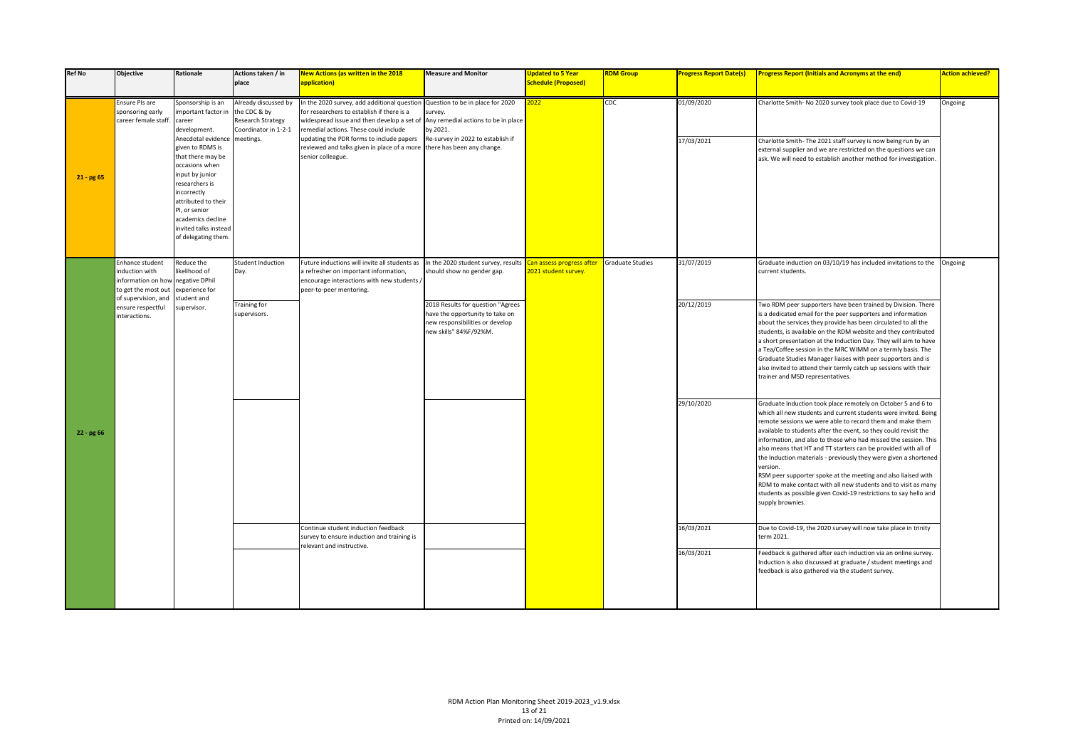| Ref No | Objective | Rationale | Actions taken / in place | New Actions (as written in the 2018 application) | Measure and Monitor | Updated to 5 Year Schedule (Proposed) | RDM Group | Progress Report Date(s) | Progress Report (Initials and Acronyms at the end) | Action achieved? |
|---|---|---|---|---|---|---|---|---|---|---|
| 21 - pg 65 | Ensure PIs are sponsoring early career female staff. | Sponsorship is an important factor in career development. Anecdotal evidence given to RDMS is that there may be occasions when input by junior researchers is incorrectly attributed to their PI, or senior academics decline invited talks instead of delegating them. | Already discussed by the CDC & by Research Strategy Coordinator in 1-2-1 meetings. | In the 2020 survey, add additional question for researchers to establish if there is a widespread issue and then develop a set of remedial actions. These could include updating the PDR forms to include papers reviewed and talks given in place of a more senior colleague. | Question to be in place for 2020 survey. Any remedial actions to be in place by 2021. Re-survey in 2022 to establish if there has been any change. | 2022 | CDC | 01/09/2020 | Charlotte Smith- No 2020 survey took place due to Covid-19 | Ongoing |
| | | | | | | | | 17/03/2021 | Charlotte Smith- The 2021 staff survey is now being run by an external supplier and we are restricted on the questions we can ask. We will need to establish another method for investigation. | |
| 22 - pg 66 | Enhance student induction with information on how to get the most out of supervision, and ensure respectful interactions. | Reduce the likelihood of negative DPhil experience for student and supervisor. | Student Induction Day. | Future inductions will invite all students as a refresher on important information, encourage interactions with new students / peer-to-peer mentoring. | In the 2020 student survey, results should show no gender gap. | Can assess progress after 2021 student survey. | Graduate Studies | 31/07/2019 | Graduate induction on 03/10/19 has included invitations to the current students. | Ongoing |
| | | | Training for supervisors. | | 2018 Results for question "Agrees have the opportunity to take on new responsibilities or develop new skills" 84%F/92%M. | | | 20/12/2019 | Two RDM peer supporters have been trained by Division. There is a dedicated email for the peer supporters and information about the services they provide has been circulated to all the students, is available on the RDM website and they contributed a short presentation at the Induction Day. They will aim to have a Tea/Coffee session in the MRC WIMM on a termly basis. The Graduate Studies Manager liaises with peer supporters and is also invited to attend their termly catch up sessions with their trainer and MSD representatives. | |
| | | | | | | | | 29/10/2020 | Graduate Induction took place remotely on October 5 and 6 to which all new students and current students were invited. Being remote sessions we were able to record them and make them available to students after the event, so they could revisit the information, and also to those who had missed the session. This also means that HT and TT starters can be provided with all of the Induction materials - previously they were given a shortened version.<br>RSM peer supporter spoke at the meeting and also liaised with RDM to make contact with all new students and to visit as many students as possible given Covid-19 restrictions to say hello and supply brownies. | |
| | | | | Continue student induction feedback survey to ensure induction and training is relevant and instructive. | | | | 16/03/2021 | Due to Covid-19, the 2020 survey will now take place in trinity term 2021. | |
| | | | | | | | | 16/03/2021 | Feedback is gathered after each induction via an online survey. Induction is also discussed at graduate / student meetings and feedback is also gathered via the student survey. | |

RDM Action Plan Monitoring Sheet 2019-2023_v1.9.xlsx

Printed on: 14/09/2021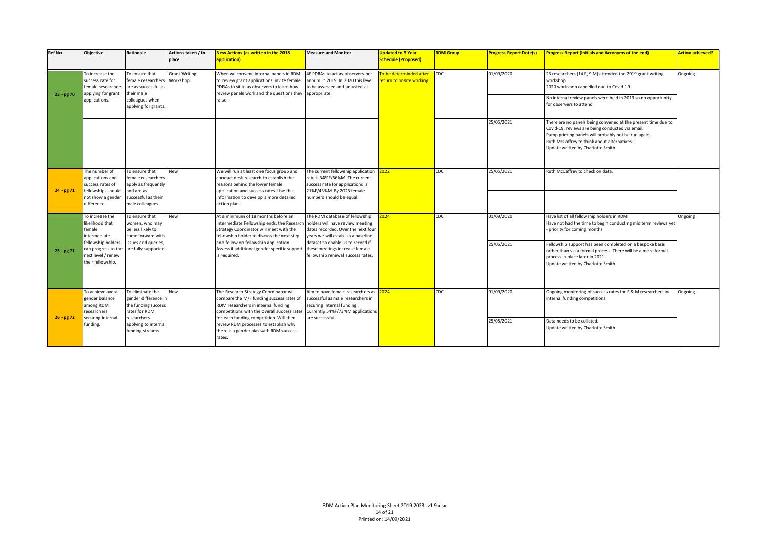| Ref No | Objective | Rationale | Actions taken / in place | New Actions (as written in the 2018 application) | Measure and Monitor | Updated to 5 Year Schedule (Proposed) | RDM Group | Progress Report Date(s) | Progress Report (Initials and Acronyms at the end) | Action achieved? |
|---|---|---|---|---|---|---|---|---|---|---|
| 23 - pg 70 | To increase the success rate for female researchers applying for grant applications. | To ensure that female researchers are as successful as their male colleagues when applying for grants. | Grant Writing Workshop. | When we convene internal panels in RDM to review grant applications, invite female PDRAs to sit in as observers to learn how review panels work and the questions they raise. | 4F PDRAs to act as observers per annum in 2019. In 2020 this level to be assessed and adjusted as appropriate. | To be determinded after return to onsite working. | CDC | 01/09/2020 | 23 researchers (14 F, 9 M) attended the 2019 grant writing workshop<br>2020 workshop cancelled due to Covid-19<br><br>No internal review panels were held in 2019 so no opportunity for observers to attend | Ongoing |
| | | | | | | | | 25/05/2021 | There are no panels being convened at the present time due to Covid-19, reviews are being conducted via email.<br>Pump priming panels will probably not be run again.<br>Ruth McCaffrey to think about alternatives.<br>Update written by Charlotte Smith | |
| 24 - pg 71 | The number of applications and success rates of fellowships should not show a gender difference. | To ensure that female researchers apply as frequently and are as successful as their male colleagues. | New | We will run at least one focus group and conduct desk research to establish the reasons behind the lower female application and success rates. Use this information to develop a more detailed action plan. | The current fellowship application rate is 34%F/66%M. The current success rate for applications is 21%F/43%M. By 2023 female numbers should be equal. | 2022 | CDC | 25/05/2021 | Ruth McCaffrey to check on data. | |
| 25 - pg 71 | To increase the likelihood that female intermediate fellowship holders can progress to the next level / renew their fellowship. | To ensure that women, who may be less likely to come forward with issues and queries, are fully supported. | New | At a minimum of 18 months before an Intermediate Fellowship ends, the Research Strategy Coordinator will meet with the fellowship holder to discuss the next step and follow on fellowship application. Assess if additional gender specific support is required. | The RDM database of fellowship holders will have review meeting dates recorded. Over the next four years we will establish a baseline dataset to enable us to record if these meetings increase female fellowship renewal success rates. | 2024 | CDC | 01/09/2020 | Have list of all fellowship holders in RDM<br>Have not had the time to begin conducting mid term reviews yet - priority for coming months | Ongoing |
| | | | | | | | | 25/05/2021 | Fellowship support has been completed on a bespoke basis rather than via a formal process. There will be a more formal process in place later in 2021.<br>Update written by Charlotte Smith | |
| 26 - pg 72 | To achieve overall gender balance among RDM researchers securing internal funding. | To eliminate the gender difference in the funding success rates for RDM researchers applying to internal funding streams. | New | The Research Strategy Coordinator will compare the M/F funding success rates of RDM researchers in internal funding competitions with the overall success rates for each funding competition. Will then review RDM processes to establish why there is a gender bias with RDM success rates. | Aim to have female researchers as successful as male researchers in securing internal funding. Currently 54%F/73%M applications are successful. | 2024 | CDC | 01/09/2020 | Ongoing monitoring of success rates for F & M researchers in internal funding competitions | Ongoing |
| | | | | | | | | 25/05/2021 | Data needs to be collated.<br>Update written by Charlotte Smith | |

RDM Action Plan Monitoring Sheet 2019-2023_v1.9.xlsx

Printed on: 14/09/2021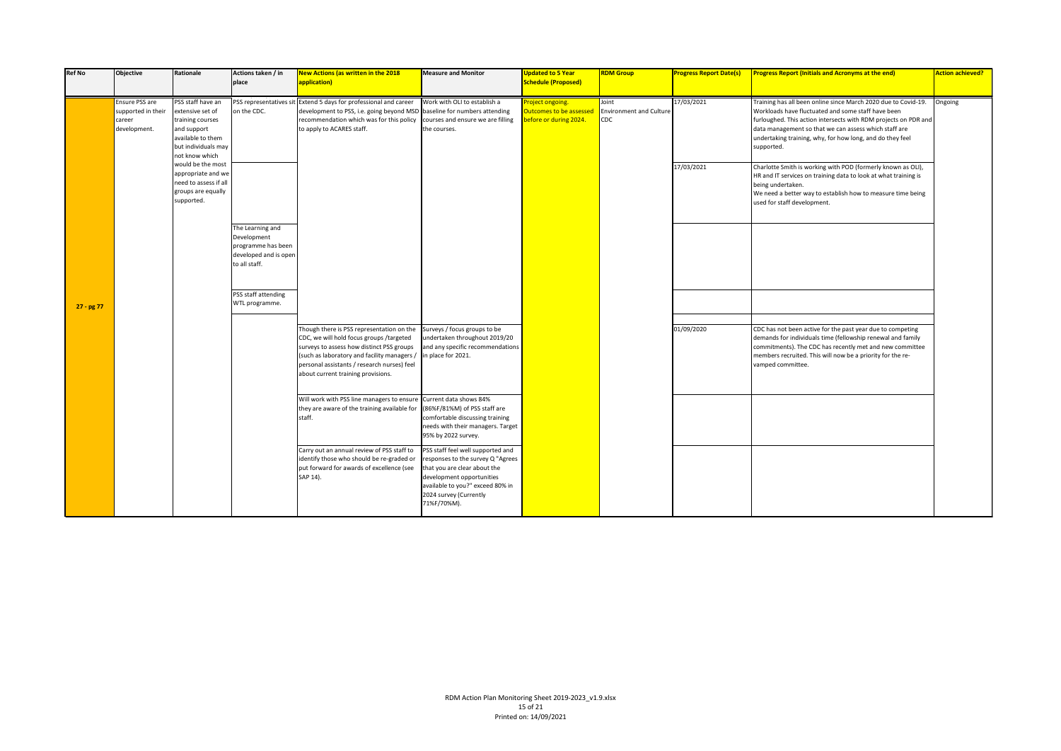| Ref No | Objective | Rationale | Actions taken / in place | New Actions (as written in the 2018 application) | Measure and Monitor | Updated to 5 Year Schedule (Proposed) | RDM Group | Progress Report Date(s) | Progress Report (Initials and Acronyms at the end) | Action achieved? |
|---|---|---|---|---|---|---|---|---|---|---|
| 27 - pg 77 | Ensure PSS are supported in their career development. | PSS staff have an extensive set of training courses and support available to them but individuals may not know which would be the most appropriate and we need to assess if all groups are equally supported. | PSS representatives sit on the CDC. | Extend 5 days for professional and career development to PSS, i.e. going beyond MSD recommendation which was for this policy to apply to ACARES staff. | Work with OLI to establish a baseline for numbers attending courses and ensure we are filling the courses. | Project ongoing. Outcomes to be assessed before or during 2024. | Joint Environment and Culture CDC | 17/03/2021 | Training has all been online since March 2020 due to Covid-19. Workloads have fluctuated and some staff have been furloughed. This action intersects with RDM projects on PDR and data management so that we can assess which staff are undertaking training, why, for how long, and do they feel supported. | Ongoing |
| | | | | | | | | 17/03/2021 | Charlotte Smith is working with POD (formerly known as OLI), HR and IT services on training data to look at what training is being undertaken. We need a better way to establish how to measure time being used for staff development. | |
| | | | The Learning and Development programme has been developed and is open to all staff. | | | | | | | |
| | | | PSS staff attending WTL programme. | | | | | | | |
| | | | | Though there is PSS representation on the CDC, we will hold focus groups /targeted surveys to assess how distinct PSS groups (such as laboratory and facility managers / personal assistants / research nurses) feel about current training provisions. | Surveys / focus groups to be undertaken throughout 2019/20 and any specific recommendations in place for 2021. | | | 01/09/2020 | CDC has not been active for the past year due to competing demands for individuals time (fellowship renewal and family commitments). The CDC has recently met and new committee members recruited. This will now be a priority for the re-vamped committee. | |
| | | | | Will work with PSS line managers to ensure they are aware of the training available for staff. | Current data shows 84% (86%F/81%M) of PSS staff are comfortable discussing training needs with their managers. Target 95% by 2022 survey. | | | | | |
| | | | | Carry out an annual review of PSS staff to identify those who should be re-graded or put forward for awards of excellence (see SAP 14). | PSS staff feel well supported and responses to the survey Q "Agrees that you are clear about the development opportunities available to you?" exceed 80% in 2024 survey (Currently 71%F/70%M). | | | | | |

RDM Action Plan Monitoring Sheet 2019-2023_v1.9.xlsx

Printed on: 14/09/2021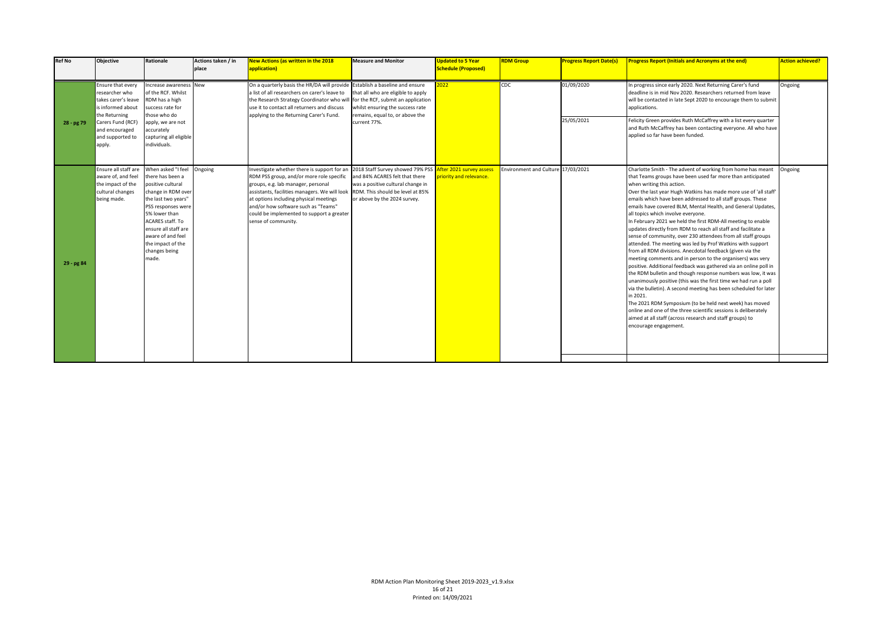| Ref No | Objective | Rationale | Actions taken / in place | New Actions (as written in the 2018 application) | Measure and Monitor | Updated to 5 Year Schedule (Proposed) | RDM Group | Progress Report Date(s) | Progress Report (Initials and Acronyms at the end) | Action achieved? |
|---|---|---|---|---|---|---|---|---|---|---|
| 28 - pg 79 | Ensure that every researcher who takes carer's leave is informed about the Returning Carers Fund (RCF) and encouraged and supported to apply. | Increase awareness of the RCF. Whilst RDM has a high success rate for those who do apply, we are not accurately capturing all eligible individuals. | New | On a quarterly basis the HR/DA will provide a list of all researchers on carer's leave to the Research Strategy Coordinator who will use it to contact all returners and discuss applying to the Returning Carer's Fund. | Establish a baseline and ensure that all who are eligible to apply for the RCF, submit an application whilst ensuring the success rate remains, equal to, or above the current 77%. | 2022 | CDC | 01/09/2020<br><br>25/05/2021 | In progress since early 2020. Next Returning Carer's fund deadline is in mid Nov 2020. Researchers returned from leave will be contacted in late Sept 2020 to encourage them to submit applications.<br><br>Felicity Green provides Ruth McCaffrey with a list every quarter and Ruth McCaffrey has been contacting everyone. All who have applied so far have been funded. | Ongoing |
| 29 - pg 84 | Ensure all staff are aware of, and feel the impact of the cultural changes being made. | When asked "I feel there has been a positive cultural change in RDM over the last two years" PSS responses were 5% lower than ACARES staff. To ensure all staff are aware of and feel the impact of the changes being made. | Ongoing | Investigate whether there is support for an RDM PSS group, and/or more role specific groups, e.g. lab manager, personal assistants, facilities managers. We will look at options including physical meetings and/or how software such as "Teams" could be implemented to support a greater sense of community. | 2018 Staff Survey showed 79% PSS and 84% ACARES felt that there was a positive cultural change in RDM. This should be level at 85% or above by the 2024 survey. | After 2021 survey assess priority and relevance. | Environment and Culture | 17/03/2021 | Charlotte Smith - The advent of working from home has meant that Teams groups have been used far more than anticipated when writing this action.<br>Over the last year Hugh Watkins has made more use of 'all staff' emails which have been addressed to all staff groups. These emails have covered BLM, Mental Health, and General Updates, all topics which involve everyone.<br>In February 2021 we held the first RDM-All meeting to enable updates directly from RDM to reach all staff and facilitate a sense of community, over 230 attendees from all staff groups attended. The meeting was led by Prof Watkins with support from all RDM divisions. Anecdotal feedback (given via the meeting comments and in person to the organisers) was very positive. Additional feedback was gathered via an online poll in the RDM bulletin and though response numbers was low, it was unanimously positive (this was the first time we had run a poll via the bulletin). A second meeting has been scheduled for later in 2021.<br>The 2021 RDM Symposium (to be held next week) has moved online and one of the three scientific sessions is deliberately aimed at all staff (across research and staff groups) to encourage engagement. | Ongoing |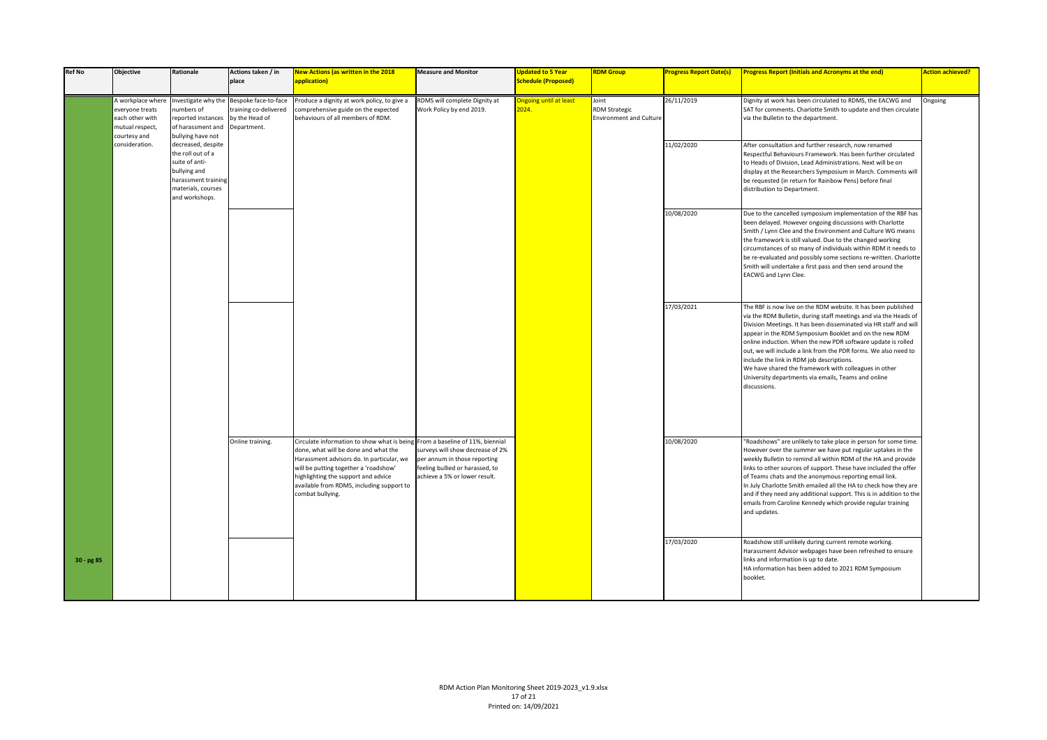| Ref No | Objective | Rationale | Actions taken / in place | New Actions (as written in the 2018 application) | Measure and Monitor | Updated to 5 Year Schedule (Proposed) | RDM Group | Progress Report Date(s) | Progress Report (Initials and Acronyms at the end) | Action achieved? |
|---|---|---|---|---|---|---|---|---|---|---|
| 30 - pg 85 | A workplace where everyone treats each other with mutual respect, courtesy and consideration. | Investigate why the numbers of reported instances of harassment and bullying have not decreased, despite the roll out of a suite of anti-bullying and harassment training materials, courses and workshops. | Bespoke face-to-face training co-delivered by the Head of Department. | Produce a dignity at work policy, to give a comprehensive guide on the expected behaviours of all members of RDM. | RDMS will complete Dignity at Work Policy by end 2019. | Ongoing until at least 2024. | Joint RDM Strategic Environment and Culture | 26/11/2019 | Dignity at work has been circulated to RDMS, the EACWG and SAT for comments. Charlotte Smith to update and then circulate via the Bulletin to the department. | Ongoing |
| | | | | | | | | 11/02/2020 | After consultation and further research, now renamed Respectful Behaviours Framework. Has been further circulated to Heads of Division, Lead Administrations. Next will be on display at the Researchers Symposium in March. Comments will be requested (in return for Rainbow Pens) before final distribution to Department. | |
| | | | | | | | | 10/08/2020 | Due to the cancelled symposium implementation of the RBF has been delayed. However ongoing discussions with Charlotte Smith / Lynn Clee and the Environment and Culture WG means the framework is still valued. Due to the changed working circumstances of so many of individuals within RDM it needs to be re-evaluated and possibly some sections re-written. Charlotte Smith will undertake a first pass and then send around the EACWG and Lynn Clee. | |
| | | | | | | | | 17/03/2021 | The RBF is now live on the RDM website. It has been published via the RDM Bulletin, during staff meetings and via the Heads of Division Meetings. It has been disseminated via HR staff and will appear in the RDM Symposium Booklet and on the new RDM online induction. When the new PDR software update is rolled out, we will include a link from the PDR forms. We also need to include the link in RDM job descriptions.<br>We have shared the framework with colleagues in other University departments via emails, Teams and online discussions. | |
| | | | Online training. | Circulate information to show what is being done, what will be done and what the Harassment advisors do. In particular, we will be putting together a 'roadshow' highlighting the support and advice available from RDMS, including support to combat bullying. | From a baseline of 11%, biennial surveys will show decrease of 2% per annum in those reporting feeling bullied or harassed, to achieve a 5% or lower result. | | | 10/08/2020 | "Roadshows" are unlikely to take place in person for some time. However over the summer we have put regular uptakes in the weekly Bulletin to remind all within RDM of the HA and provide links to other sources of support. These have included the offer of Teams chats and the anonymous reporting email link.<br>In July Charlotte Smith emailed all the HA to check how they are and if they need any additional support. This is in addition to the emails from Caroline Kennedy which provide regular training and updates. | |
| | | | | | | | | 17/03/2020 | Roadshow still unlikely during current remote working. Harassment Advisor webpages have been refreshed to ensure links and information is up to date.<br>HA information has been added to 2021 RDM Symposium booklet. | |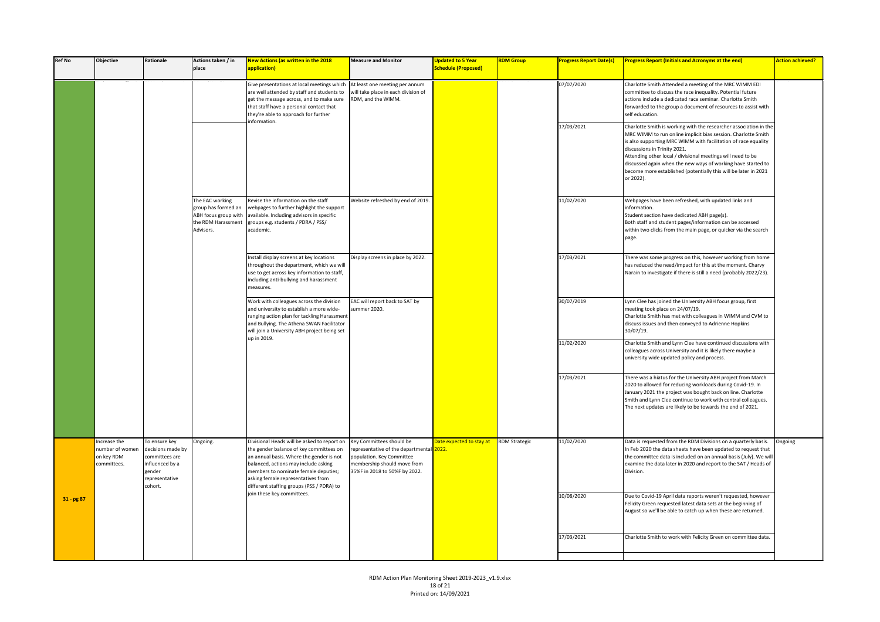| Ref No | Objective | Rationale | Actions taken / in place | New Actions (as written in the 2018 application) | Measure and Monitor | Updated to 5 Year Schedule (Proposed) | RDM Group | Progress Report Date(s) | Progress Report (Initials and Acronyms at the end) | Action achieved? |
|---|---|---|---|---|---|---|---|---|---|---|
| | | | | Give presentations at local meetings which are well attended by staff and students to get the message across, and to make sure that staff have a personal contact that they're able to approach for further information. | At least one meeting per annum will take place in each division of RDM, and the WIMM. | | | 07/07/2020 | Charlotte Smith Attended a meeting of the MRC WIMM EDI committee to discuss the race inequality. Potential future actions include a dedicated race seminar. Charlotte Smith forwarded to the group a document of resources to assist with self education. | |
| | | | | | | | | 17/03/2021 | Charlotte Smith is working with the researcher association in the MRC WIMM to run online implicit bias session. Charlotte Smith is also supporting MRC WIMM with facilitation of race equality discussions in Trinity 2021. Attending other local / divisional meetings will need to be discussed again when the new ways of working have started to become more established (potentially this will be later in 2021 or 2022). | |
| | | | The EAC working group has formed an ABH focus group with the RDM Harassment Advisors. | Revise the information on the staff webpages to further highlight the support available. Including advisors in specific groups e.g. students / PDRA / PSS/ academic. | Website refreshed by end of 2019. | | | 11/02/2020 | Webpages have been refreshed, with updated links and information. Student section have dedicated ABH page(s). Both staff and student pages/information can be accessed within two clicks from the main page, or quicker via the search page. | |
| | | | | Install display screens at key locations throughout the department, which we will use to get across key information to staff, including anti-bullying and harassment measures. | Display screens in place by 2022. | | | 17/03/2021 | There was some progress on this, however working from home has reduced the need/impact for this at the moment. Charvy Narain to investigate if there is still a need (probably 2022/23). | |
| | | | | Work with colleagues across the division and university to establish a more wide-ranging action plan for tackling Harassment and Bullying. The Athena SWAN Facilitator will join a University ABH project being set up in 2019. | EAC will report back to SAT by summer 2020. | | | 30/07/2019 | Lynn Clee has joined the University ABH focus group, first meeting took place on 24/07/19. Charlotte Smith has met with colleagues in WIMM and CVM to discuss issues and then conveyed to Adrienne Hopkins 30/07/19. | |
| | | | | | | | | 11/02/2020 | Charlotte Smith and Lynn Clee have continued discussions with colleagues across University and it is likely there maybe a university wide updated policy and process. | |
| | | | | | | | | 17/03/2021 | There was a hiatus for the University ABH project from March 2020 to allowed for reducing workloads during Covid-19. In January 2021 the project was bought back on line. Charlotte Smith and Lynn Clee continue to work with central colleagues. The next updates are likely to be towards the end of 2021. | |
| 31 - pg 87 | Increase the number of women on key RDM committees. | To ensure key decisions made by committees are influenced by a gender representative cohort. | Ongoing. | Divisional Heads will be asked to report on the gender balance of key committees on an annual basis. Where the gender is not balanced, actions may include asking members to nominate female deputies; asking female representatives from different staffing groups (PSS / PDRA) to join these key committees. | Key Committees should be representative of the departmental population. Key Committee membership should move from 35%F in 2018 to 50%F by 2022. | Date expected to stay at 2022. | RDM Strategic | 11/02/2020 | Data is requested from the RDM Divisions on a quarterly basis. In Feb 2020 the data sheets have been updated to request that the committee data is included on an annual basis (July). We will examine the data later in 2020 and report to the SAT / Heads of Division. | Ongoing |
| | | | | | | | | 10/08/2020 | Due to Covid-19 April data reports weren't requested, however Felicity Green requested latest data sets at the beginning of August so we'll be able to catch up when these are returned. | |
| | | | | | | | | 17/03/2021 | Charlotte Smith to work with Felicity Green on committee data. | |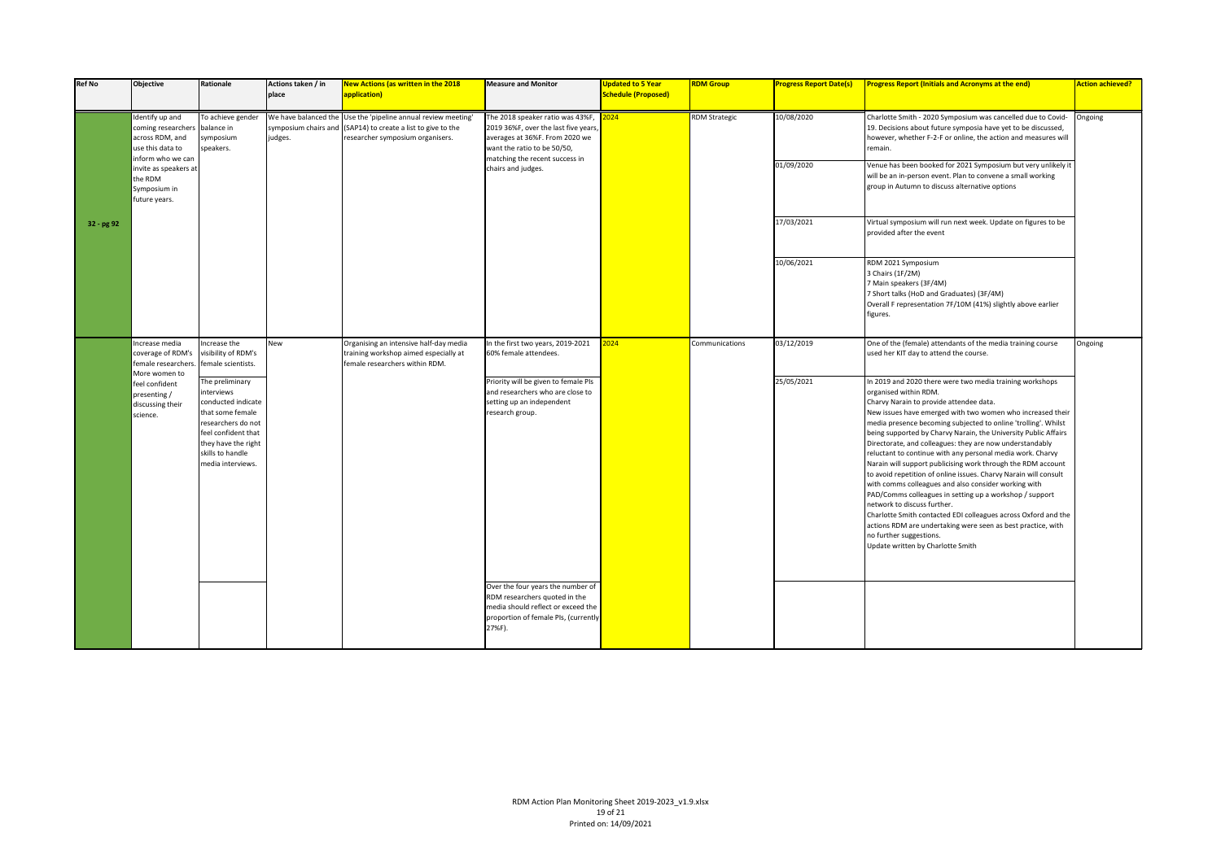| Ref No | Objective | Rationale | Actions taken / in place | New Actions (as written in the 2018 application) | Measure and Monitor | Updated to 5 Year Schedule (Proposed) | RDM Group | Progress Report Date(s) | Progress Report (Initials and Acronyms at the end) | Action achieved? |
|---|---|---|---|---|---|---|---|---|---|---|
| 32 - pg 92 | Identify up and coming researchers across RDM, and use this data to inform who we can invite as speakers at the RDM Symposium in future years. | To achieve gender balance in symposium speakers. | We have balanced the symposium chairs and judges. | Use the 'pipeline annual review meeting' (SAP14) to create a list to give to the researcher symposium organisers. | The 2018 speaker ratio was 43%F, 2019 36%F, over the last five years, averages at 36%F. From 2020 we want the ratio to be 50/50, matching the recent success in chairs and judges. | 2024 | RDM Strategic | 10/08/2020 | Charlotte Smith - 2020 Symposium was cancelled due to Covid-19. Decisions about future symposia have yet to be discussed, however, whether F-2-F or online, the action and measures will remain. | Ongoing |
| | | | | | | | | 01/09/2020 | Venue has been booked for 2021 Symposium but very unlikely it will be an in-person event. Plan to convene a small working group in Autumn to discuss alternative options | |
| | | | | | | | | 17/03/2021 | Virtual symposium will run next week. Update on figures to be provided after the event | |
| | | | | | | | | 10/06/2021 | RDM 2021 Symposium<br>3 Chairs (1F/2M)<br>7 Main speakers (3F/4M)<br>7 Short talks (HoD and Graduates) (3F/4M)<br>Overall F representation 7F/10M (41%) slightly above earlier figures. | |
| | Increase media coverage of RDM's female researchers. More women to feel confident presenting / discussing their science. | Increase the visibility of RDM's female scientists. | New | Organising an intensive half-day media training workshop aimed especially at female researchers within RDM. | In the first two years, 2019-2021 60% female attendees. | 2024 | Communications | 03/12/2019 | One of the (female) attendants of the media training course used her KIT day to attend the course. | Ongoing |
| | | The preliminary interviews conducted indicate that some female researchers do not feel confident that they have the right skills to handle media interviews. | | | Priority will be given to female PIs and researchers who are close to setting up an independent research group. | | | 25/05/2021 | In 2019 and 2020 there were two media training workshops organised within RDM.<br>Charvy Narain to provide attendee data.<br>New issues have emerged with two women who increased their media presence becoming subjected to online 'trolling'. Whilst being supported by Charvy Narain, the University Public Affairs Directorate, and colleagues: they are now understandably reluctant to continue with any personal media work. Charvy Narain will support publicising work through the RDM account to avoid repetition of online issues. Charvy Narain will consult with comms colleagues and also consider working with PAD/Comms colleagues in setting up a workshop / support network to discuss further.<br>Charlotte Smith contacted EDI colleagues across Oxford and the actions RDM are undertaking were seen as best practice, with no further suggestions.<br>Update written by Charlotte Smith | |
| | | | | | Over the four years the number of RDM researchers quoted in the media should reflect or exceed the proportion of female PIs, (currently 27%F). | | | | | |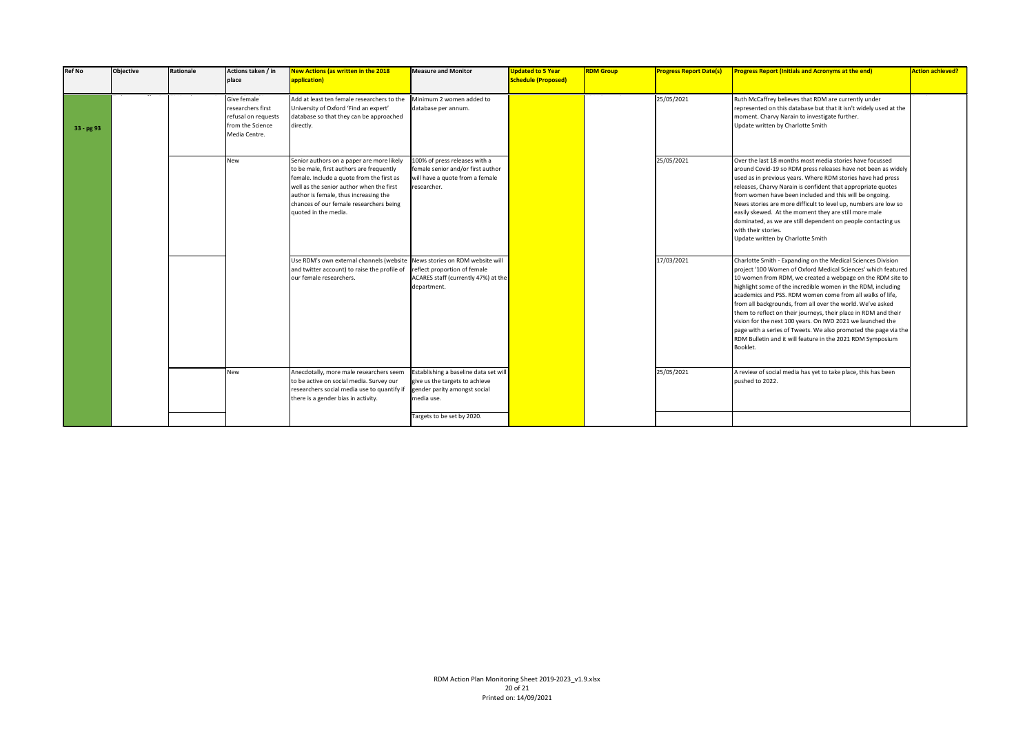| Ref No | Objective | Rationale | Actions taken / in place | New Actions (as written in the 2018 application) | Measure and Monitor | Updated to 5 Year Schedule (Proposed) | RDM Group | Progress Report Date(s) | Progress Report (Initials and Acronyms at the end) | Action achieved? |
|---|---|---|---|---|---|---|---|---|---|---|
| 33 - pg 93 | | | Give female researchers first refusal on requests from the Science Media Centre. | Add at least ten female researchers to the University of Oxford 'Find an expert' database so that they can be approached directly. | Minimum 2 women added to database per annum. | | | 25/05/2021 | Ruth McCaffrey believes that RDM are currently under represented on this database but that it isn't widely used at the moment. Charvy Narain to investigate further. Update written by Charlotte Smith | |
| | | | New | Senior authors on a paper are more likely to be male, first authors are frequently female. Include a quote from the first as well as the senior author when the first author is female, thus increasing the chances of our female researchers being quoted in the media. | 100% of press releases with a female senior and/or first author will have a quote from a female researcher. | | | 25/05/2021 | Over the last 18 months most media stories have focussed around Covid-19 so RDM press releases have not been as widely used as in previous years. Where RDM stories have had press releases, Charvy Narain is confident that appropriate quotes from women have been included and this will be ongoing. News stories are more difficult to level up, numbers are low so easily skewed. At the moment they are still more male dominated, as we are still dependent on people contacting us with their stories. Update written by Charlotte Smith | |
| | | | | Use RDM's own external channels (website and twitter account) to raise the profile of our female researchers. | News stories on RDM website will reflect proportion of female ACARES staff (currently 47%) at the department. | | | 17/03/2021 | Charlotte Smith - Expanding on the Medical Sciences Division project '100 Women of Oxford Medical Sciences' which featured 10 women from RDM, we created a webpage on the RDM site to highlight some of the incredible women in the RDM, including academics and PSS. RDM women come from all walks of life, from all backgrounds, from all over the world. We've asked them to reflect on their journeys, their place in RDM and their vision for the next 100 years. On IWD 2021 we launched the page with a series of Tweets. We also promoted the page via the RDM Bulletin and it will feature in the 2021 RDM Symposium Booklet. | |
| | | | New | Anecdotally, more male researchers seem to be active on social media. Survey our researchers social media use to quantify if there is a gender bias in activity. | Establishing a baseline data set will give us the targets to achieve gender parity amongst social media use. | | | 25/05/2021 | A review of social media has yet to take place, this has been pushed to 2022. | |
| | | | | | Targets to be set by 2020. | | | | | |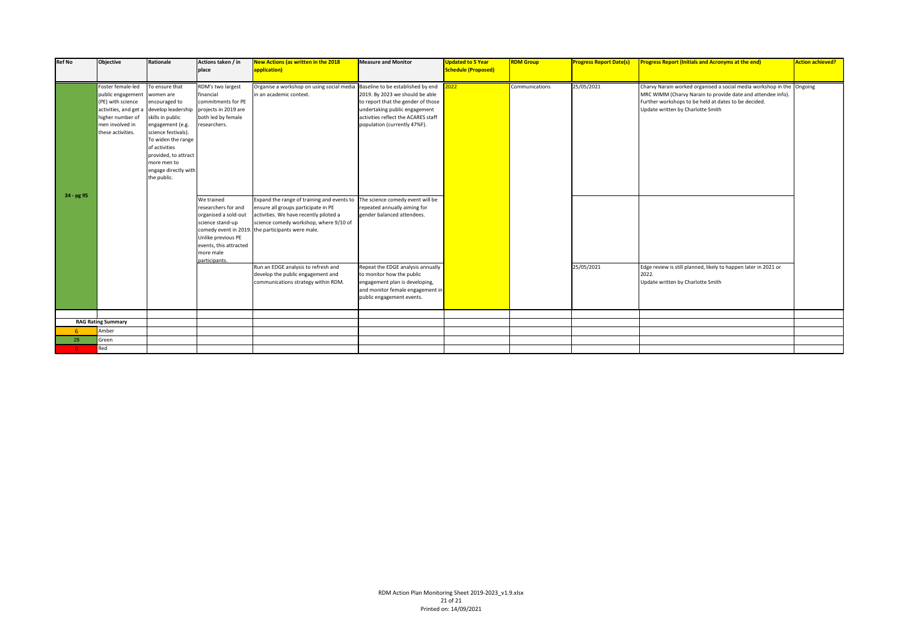| Ref No | Objective | Rationale | Actions taken / in place | New Actions (as written in the 2018 application) | Measure and Monitor | Updated to 5 Year Schedule (Proposed) | RDM Group | Progress Report Date(s) | Progress Report (Initials and Acronyms at the end) | Action achieved? |
|---|---|---|---|---|---|---|---|---|---|---|
| 34 - pg 95 | Foster female-led public engagement (PE) with science activities, and get a higher number of men involved in these activities. | To ensure that women are encouraged to develop leadership skills in public engagement (e.g. science festivals). To widen the range of activities provided, to attract more men to engage directly with the public. | RDM's two largest financial commitments for PE projects in 2019 are both led by female researchers. | Organise a workshop on using social media in an academic context. | Baseline to be established by end 2019. By 2023 we should be able to report that the gender of those undertaking public engagement activities reflect the ACARES staff population (currently 47%F). | 2022 | Communications | 25/05/2021 | Charvy Narain worked organised a social media workshop in the MRC WIMM (Charvy Narain to provide date and attendee info). Further workshops to be held at dates to be decided. Update written by Charlotte Smith | Ongoing |
| | | | We trained researchers for and organised a sold-out science stand-up comedy event in 2019. Unlike previous PE events, this attracted more male participants. | Expand the range of training and events to ensure all groups participate in PE activities. We have recently piloted a science comedy workshop, where 9/10 of the participants were male. | The science comedy event will be repeated annually aiming for gender balanced attendees. | | | | | |
| | | | | Run an EDGE analysis to refresh and develop the public engagement and communications strategy within RDM. | Repeat the EDGE analysis annually to monitor how the public engagement plan is developing, and monitor female engagement in public engagement events. | | | 25/05/2021 | Edge review is still planned, likely to happen later in 2021 or 2022. Update written by Charlotte Smith | |

| RAG Rating Summary | |
|---|---|
| 6 | Amber |
| 28 | Green |
| 0 | Red |

RDM Action Plan Monitoring Sheet 2019-2023_v1.9.xlsx

Printed on: 14/09/2021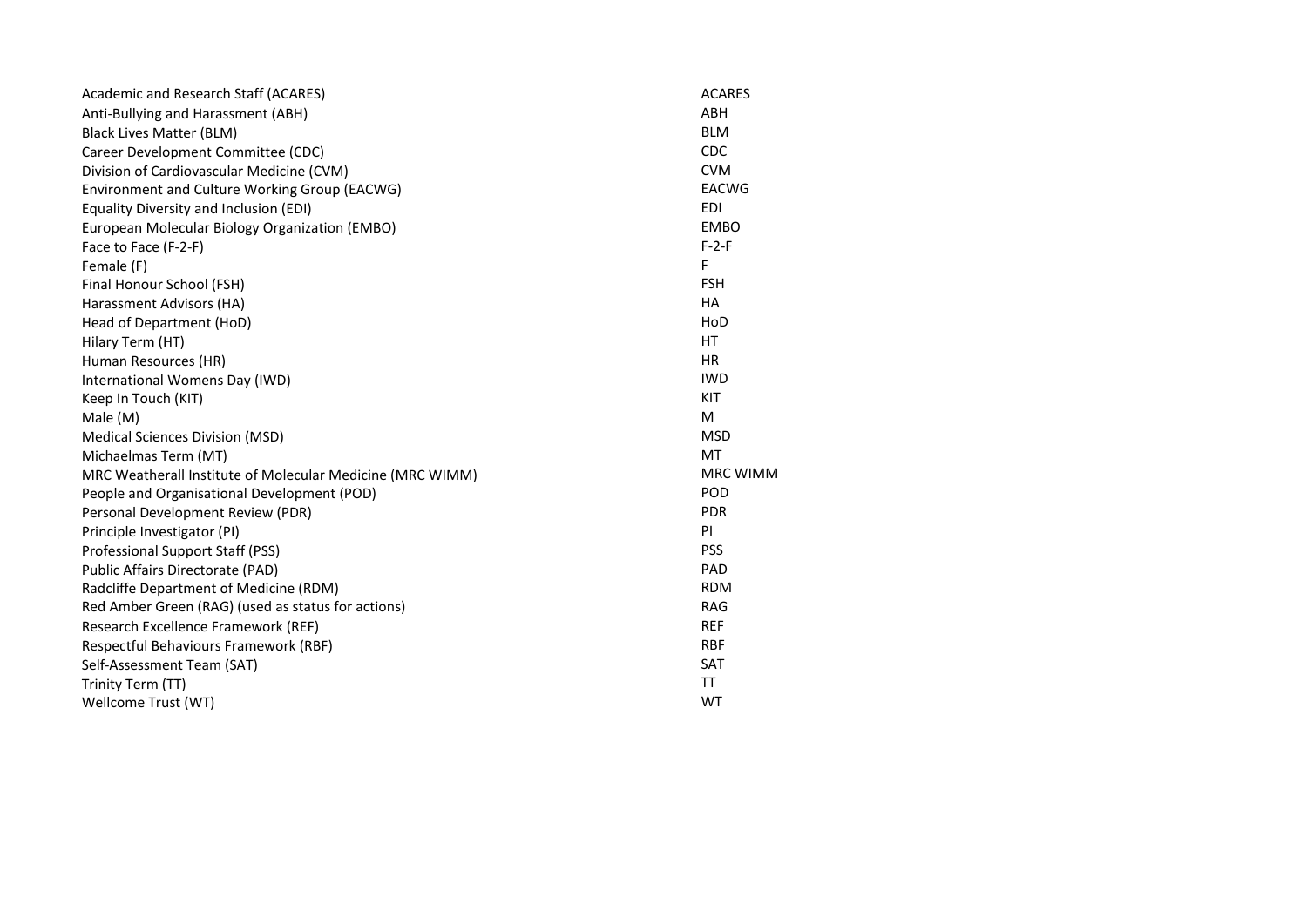| | |
|---|---|
| Academic and Research Staff (ACARES) | ACARES |
| Anti-Bullying and Harassment (ABH) | ABH |
| Black Lives Matter (BLM) | BLM |
| Career Development Committee (CDC) | CDC |
| Division of Cardiovascular Medicine (CVM) | CVM |
| Environment and Culture Working Group (EACWG) | EACWG |
| Equality Diversity and Inclusion (EDI) | EDI |
| European Molecular Biology Organization (EMBO) | EMBO |
| Face to Face (F-2-F) | F-2-F |
| Female (F) | F |
| Final Honour School (FSH) | FSH |
| Harassment Advisors (HA) | HA |
| Head of Department (HoD) | HoD |
| Hilary Term (HT) | HT |
| Human Resources (HR) | HR |
| International Womens Day (IWD) | IWD |
| Keep In Touch (KIT) | KIT |
| Male (M) | M |
| Medical Sciences Division (MSD) | MSD |
| Michaelmas Term (MT) | MT |
| MRC Weatherall Institute of Molecular Medicine (MRC WIMM) | MRC WIMM |
| People and Organisational Development (POD) | POD |
| Personal Development Review (PDR) | PDR |
| Principle Investigator (PI) | PI |
| Professional Support Staff (PSS) | PSS |
| Public Affairs Directorate (PAD) | PAD |
| Radcliffe Department of Medicine (RDM) | RDM |
| Red Amber Green (RAG) (used as status for actions) | RAG |
| Research Excellence Framework (REF) | REF |
| Respectful Behaviours Framework (RBF) | RBF |
| Self-Assessment Team (SAT) | SAT |
| Trinity Term (TT) | TT |
| Wellcome Trust (WT) | WT |